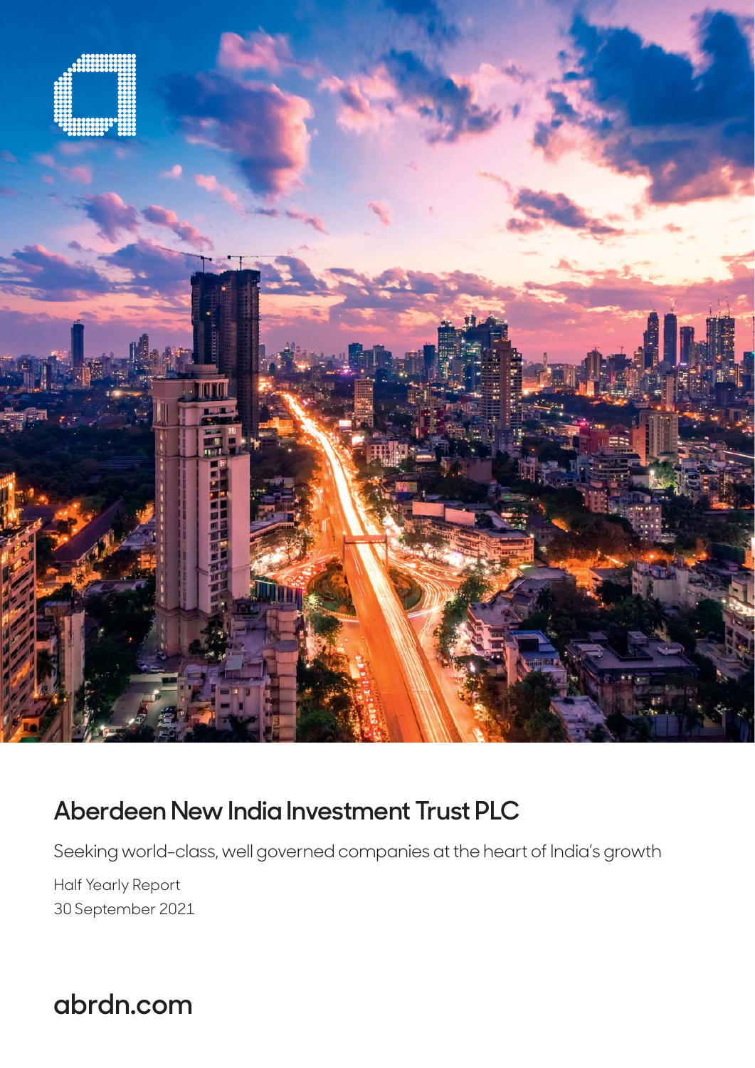# Aberdeen New India Investment Trust PLC

Seeking world-class, well governed companies at the heart of India's growth

Half Yearly Report
30 September 2021

abrdn.com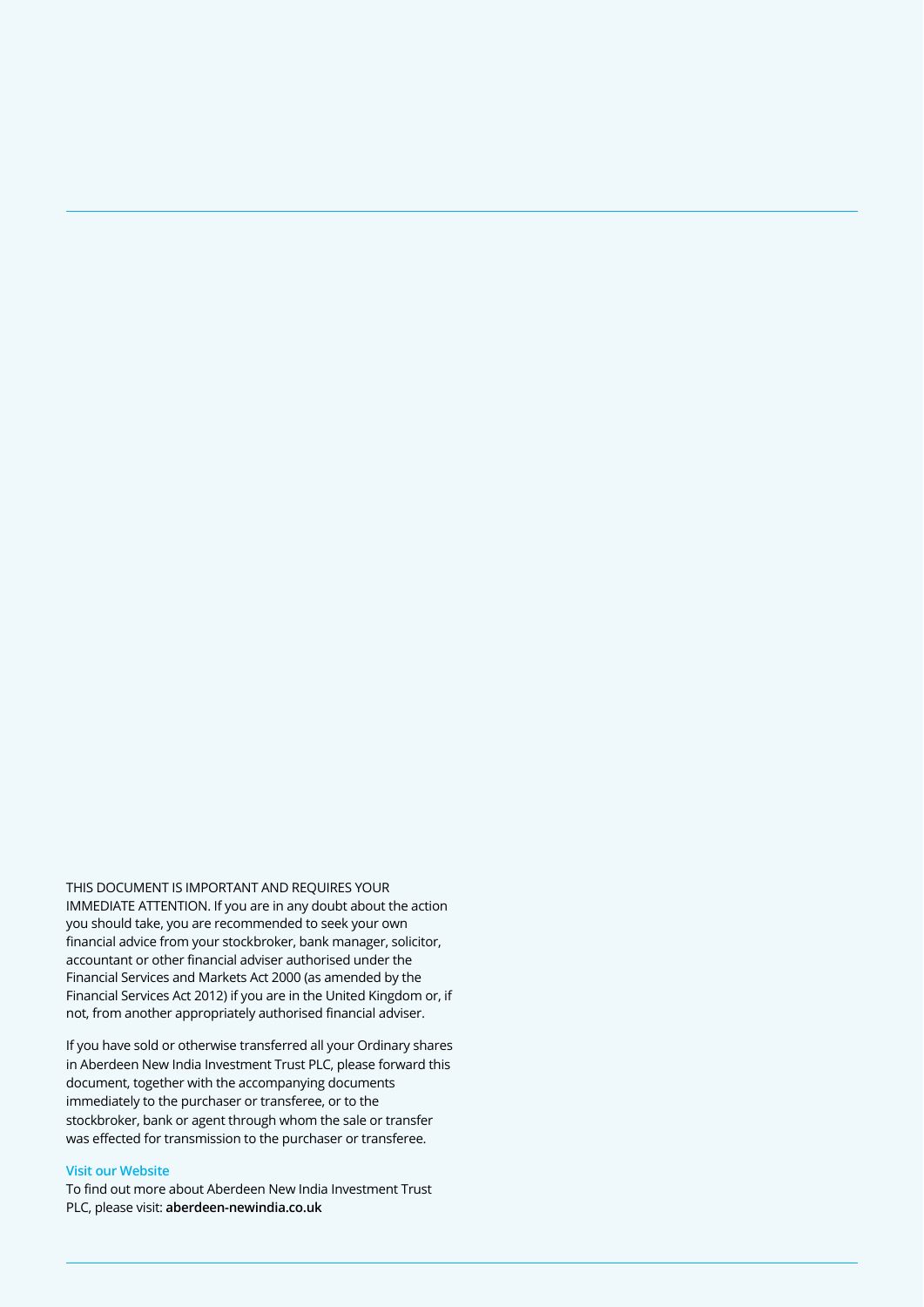THIS DOCUMENT IS IMPORTANT AND REQUIRES YOUR IMMEDIATE ATTENTION. If you are in any doubt about the action you should take, you are recommended to seek your own financial advice from your stockbroker, bank manager, solicitor, accountant or other financial adviser authorised under the Financial Services and Markets Act 2000 (as amended by the Financial Services Act 2012) if you are in the United Kingdom or, if not, from another appropriately authorised financial adviser.

If you have sold or otherwise transferred all your Ordinary shares in Aberdeen New India Investment Trust PLC, please forward this document, together with the accompanying documents immediately to the purchaser or transferee, or to the stockbroker, bank or agent through whom the sale or transfer was effected for transmission to the purchaser or transferee.

### Visit our Website

To find out more about Aberdeen New India Investment Trust PLC, please visit: **aberdeen-newindia.co.uk**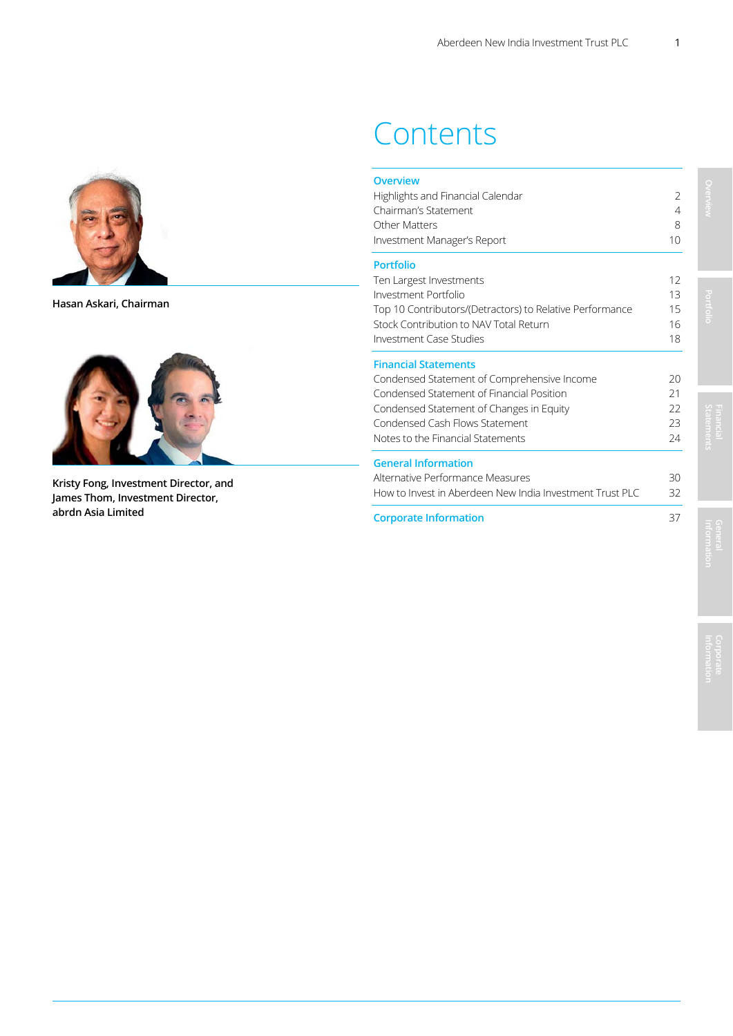Hasan Askari, Chairman

Kristy Fong, Investment Director, and
James Thom, Investment Director,
abrdn Asia Limited

# Contents

| | |
|---|---|
| **Overview** | |
| Highlights and Financial Calendar | 2 |
| Chairman's Statement | 4 |
| Other Matters | 8 |
| Investment Manager's Report | 10 |
| **Portfolio** | |
| Ten Largest Investments | 12 |
| Investment Portfolio | 13 |
| Top 10 Contributors/(Detractors) to Relative Performance | 15 |
| Stock Contribution to NAV Total Return | 16 |
| Investment Case Studies | 18 |
| **Financial Statements** | |
| Condensed Statement of Comprehensive Income | 20 |
| Condensed Statement of Financial Position | 21 |
| Condensed Statement of Changes in Equity | 22 |
| Condensed Cash Flows Statement | 23 |
| Notes to the Financial Statements | 24 |
| **General Information** | |
| Alternative Performance Measures | 30 |
| How to Invest in Aberdeen New India Investment Trust PLC | 32 |
| **Corporate Information** | 37 |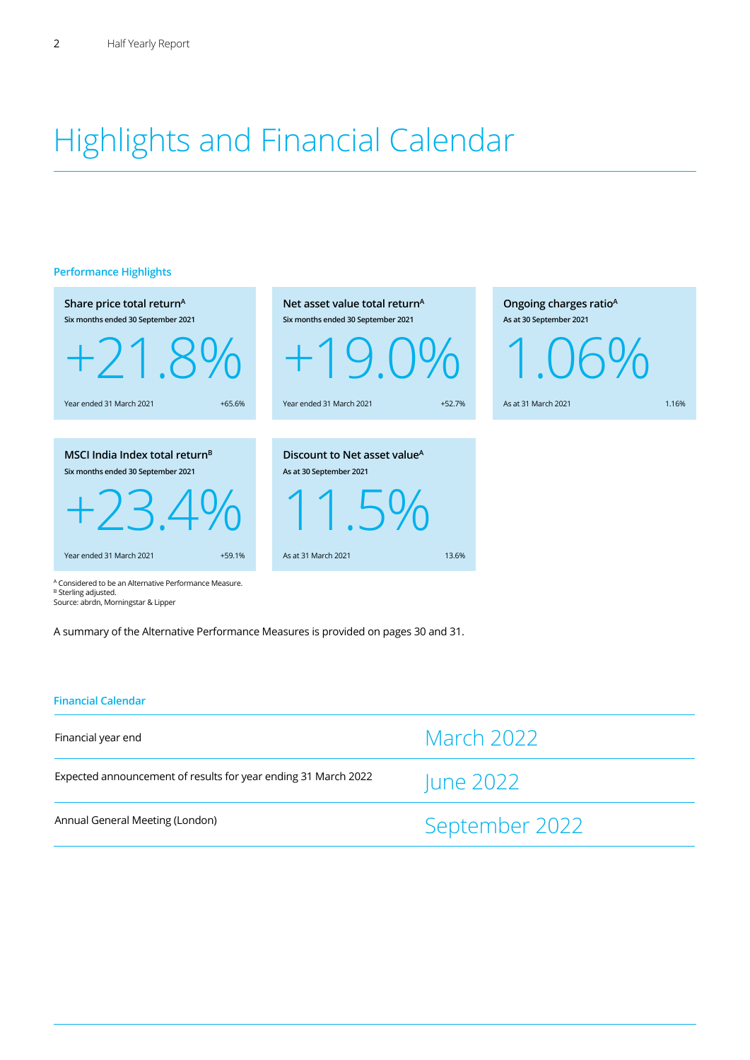# Highlights and Financial Calendar

## Performance Highlights

**Share price total return**[A]
Six months ended 30 September 2021

+21.8%

Year ended 31 March 2021 +65.6%

**Net asset value total return**[A]
Six months ended 30 September 2021

+19.0%

Year ended 31 March 2021 +52.7%

**Ongoing charges ratio**[A]
As at 30 September 2021

1.06%

As at 31 March 2021 1.16%

**MSCI India Index total return**[B]
Six months ended 30 September 2021

+23.4%

Year ended 31 March 2021 +59.1%

**Discount to Net asset value**[A]
As at 30 September 2021

11.5%

As at 31 March 2021 13.6%

[A] Considered to be an Alternative Performance Measure.
[B] Sterling adjusted.
Source: abrdn, Morningstar & Lipper

A summary of the Alternative Performance Measures is provided on pages 30 and 31.

## Financial Calendar

| | |
|---|---|
| Financial year end | March 2022 |
| Expected announcement of results for year ending 31 March 2022 | June 2022 |
| Annual General Meeting (London) | September 2022 |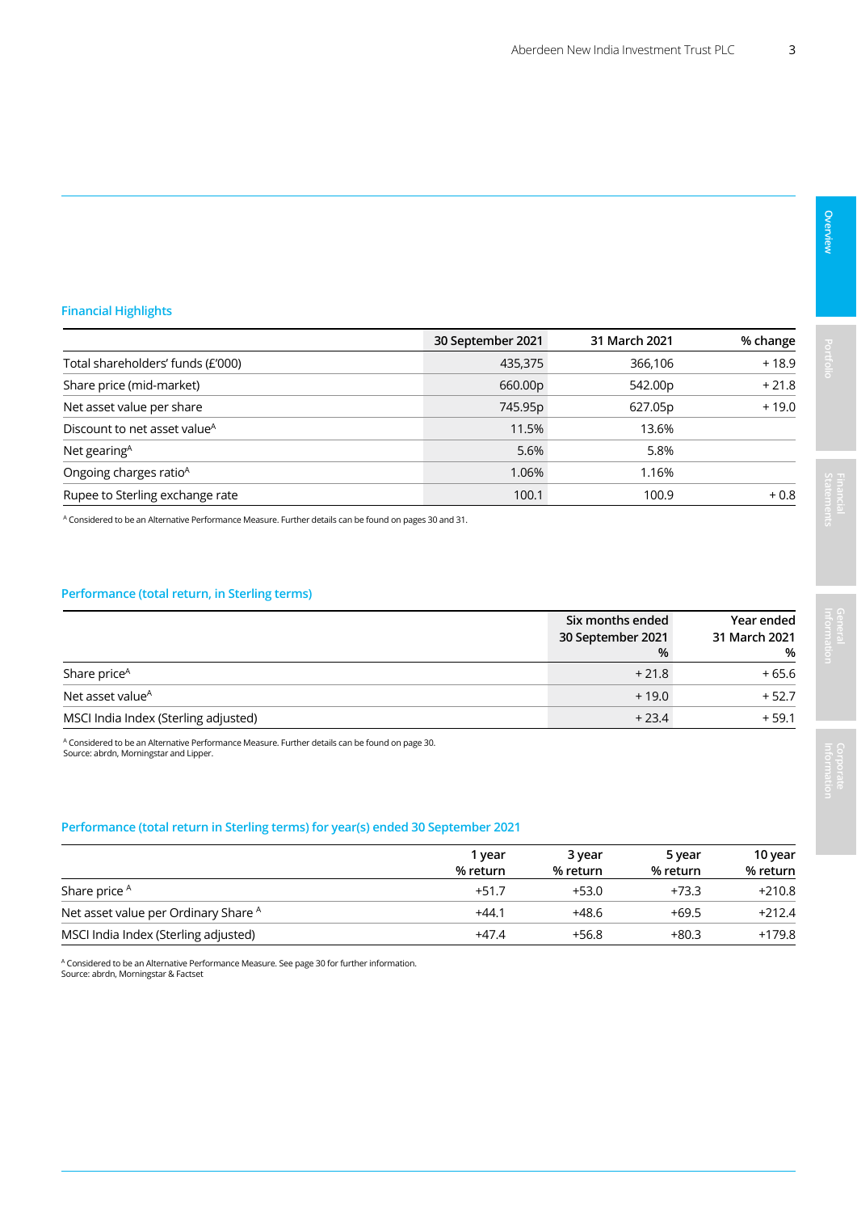## Financial Highlights

| | 30 September 2021 | 31 March 2021 | % change |
|---|---|---|---|
| Total shareholders' funds (£'000) | 435,375 | 366,106 | + 18.9 |
| Share price (mid-market) | 660.00p | 542.00p | + 21.8 |
| Net asset value per share | 745.95p | 627.05p | + 19.0 |
| Discount to net asset value[A] | 11.5% | 13.6% | |
| Net gearing[A] | 5.6% | 5.8% | |
| Ongoing charges ratio[A] | 1.06% | 1.16% | |
| Rupee to Sterling exchange rate | 100.1 | 100.9 | + 0.8 |

[A] Considered to be an Alternative Performance Measure. Further details can be found on pages 30 and 31.

## Performance (total return, in Sterling terms)

| | Six months ended 30 September 2021 % | Year ended 31 March 2021 % |
|---|---|---|
| Share price[A] | + 21.8 | + 65.6 |
| Net asset value[A] | + 19.0 | + 52.7 |
| MSCI India Index (Sterling adjusted) | + 23.4 | + 59.1 |

[A] Considered to be an Alternative Performance Measure. Further details can be found on page 30.
Source: abrdn, Morningstar and Lipper.

## Performance (total return in Sterling terms) for year(s) ended 30 September 2021

| | 1 year % return | 3 year % return | 5 year % return | 10 year % return |
|---|---|---|---|---|
| Share price [A] | +51.7 | +53.0 | +73.3 | +210.8 |
| Net asset value per Ordinary Share [A] | +44.1 | +48.6 | +69.5 | +212.4 |
| MSCI India Index (Sterling adjusted) | +47.4 | +56.8 | +80.3 | +179.8 |

[A] Considered to be an Alternative Performance Measure. See page 30 for further information.
Source: abrdn, Morningstar & Factset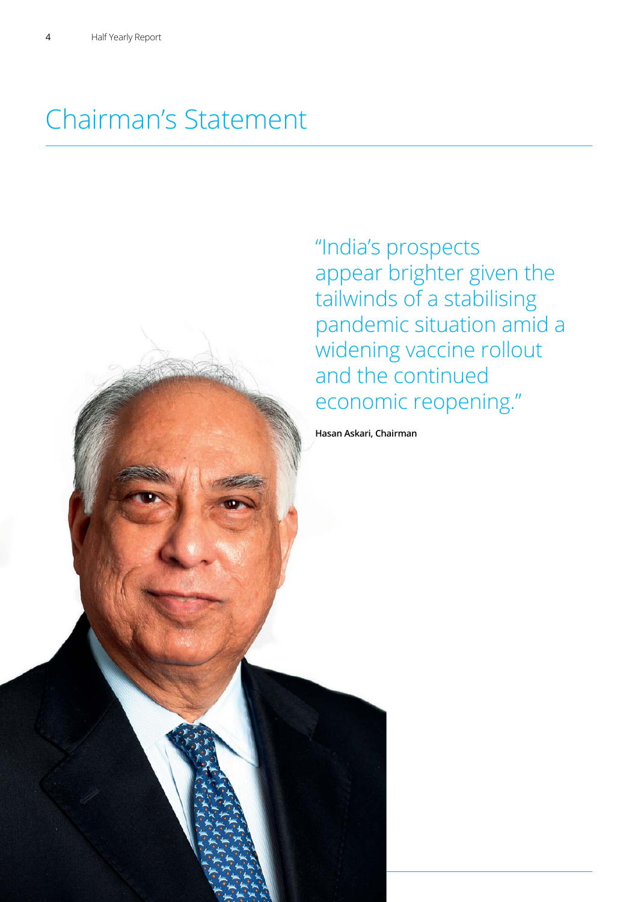# Chairman's Statement

"India's prospects appear brighter given the tailwinds of a stabilising pandemic situation amid a widening vaccine rollout and the continued economic reopening."

**Hasan Askari, Chairman**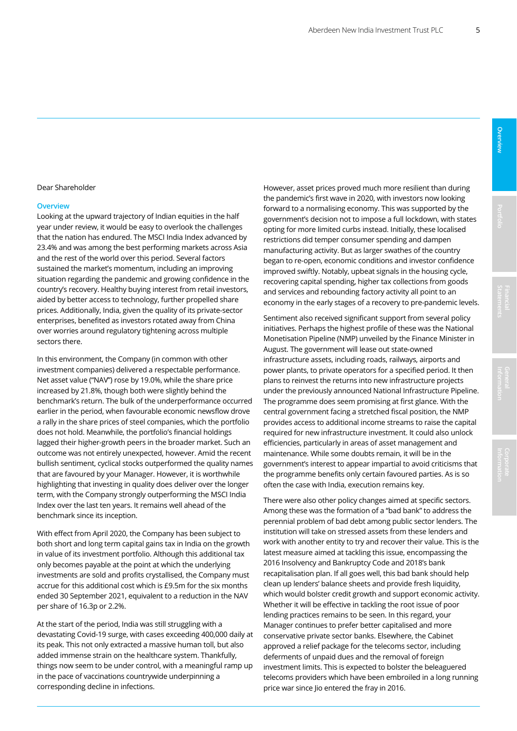Dear Shareholder

### Overview

Looking at the upward trajectory of Indian equities in the half year under review, it would be easy to overlook the challenges that the nation has endured. The MSCI India Index advanced by 23.4% and was among the best performing markets across Asia and the rest of the world over this period. Several factors sustained the market's momentum, including an improving situation regarding the pandemic and growing confidence in the country's recovery. Healthy buying interest from retail investors, aided by better access to technology, further propelled share prices. Additionally, India, given the quality of its private-sector enterprises, benefited as investors rotated away from China over worries around regulatory tightening across multiple sectors there.

In this environment, the Company (in common with other investment companies) delivered a respectable performance. Net asset value ("NAV") rose by 19.0%, while the share price increased by 21.8%, though both were slightly behind the benchmark's return. The bulk of the underperformance occurred earlier in the period, when favourable economic newsflow drove a rally in the share prices of steel companies, which the portfolio does not hold. Meanwhile, the portfolio's financial holdings lagged their higher-growth peers in the broader market. Such an outcome was not entirely unexpected, however. Amid the recent bullish sentiment, cyclical stocks outperformed the quality names that are favoured by your Manager. However, it is worthwhile highlighting that investing in quality does deliver over the longer term, with the Company strongly outperforming the MSCI India Index over the last ten years. It remains well ahead of the benchmark since its inception.

With effect from April 2020, the Company has been subject to both short and long term capital gains tax in India on the growth in value of its investment portfolio. Although this additional tax only becomes payable at the point at which the underlying investments are sold and profits crystallised, the Company must accrue for this additional cost which is £9.5m for the six months ended 30 September 2021, equivalent to a reduction in the NAV per share of 16.3p or 2.2%.

At the start of the period, India was still struggling with a devastating Covid-19 surge, with cases exceeding 400,000 daily at its peak. This not only extracted a massive human toll, but also added immense strain on the healthcare system. Thankfully, things now seem to be under control, with a meaningful ramp up in the pace of vaccinations countrywide underpinning a corresponding decline in infections.

However, asset prices proved much more resilient than during the pandemic's first wave in 2020, with investors now looking forward to a normalising economy. This was supported by the government's decision not to impose a full lockdown, with states opting for more limited curbs instead. Initially, these localised restrictions did temper consumer spending and dampen manufacturing activity. But as larger swathes of the country began to re-open, economic conditions and investor confidence improved swiftly. Notably, upbeat signals in the housing cycle, recovering capital spending, higher tax collections from goods and services and rebounding factory activity all point to an economy in the early stages of a recovery to pre-pandemic levels.

Sentiment also received significant support from several policy initiatives. Perhaps the highest profile of these was the National Monetisation Pipeline (NMP) unveiled by the Finance Minister in August. The government will lease out state-owned infrastructure assets, including roads, railways, airports and power plants, to private operators for a specified period. It then plans to reinvest the returns into new infrastructure projects under the previously announced National Infrastructure Pipeline. The programme does seem promising at first glance. With the central government facing a stretched fiscal position, the NMP provides access to additional income streams to raise the capital required for new infrastructure investment. It could also unlock efficiencies, particularly in areas of asset management and maintenance. While some doubts remain, it will be in the government's interest to appear impartial to avoid criticisms that the programme benefits only certain favoured parties. As is so often the case with India, execution remains key.

There were also other policy changes aimed at specific sectors. Among these was the formation of a "bad bank" to address the perennial problem of bad debt among public sector lenders. The institution will take on stressed assets from these lenders and work with another entity to try and recover their value. This is the latest measure aimed at tackling this issue, encompassing the 2016 Insolvency and Bankruptcy Code and 2018's bank recapitalisation plan. If all goes well, this bad bank should help clean up lenders' balance sheets and provide fresh liquidity, which would bolster credit growth and support economic activity. Whether it will be effective in tackling the root issue of poor lending practices remains to be seen. In this regard, your Manager continues to prefer better capitalised and more conservative private sector banks. Elsewhere, the Cabinet approved a relief package for the telecoms sector, including deferments of unpaid dues and the removal of foreign investment limits. This is expected to bolster the beleaguered telecoms providers which have been embroiled in a long running price war since Jio entered the fray in 2016.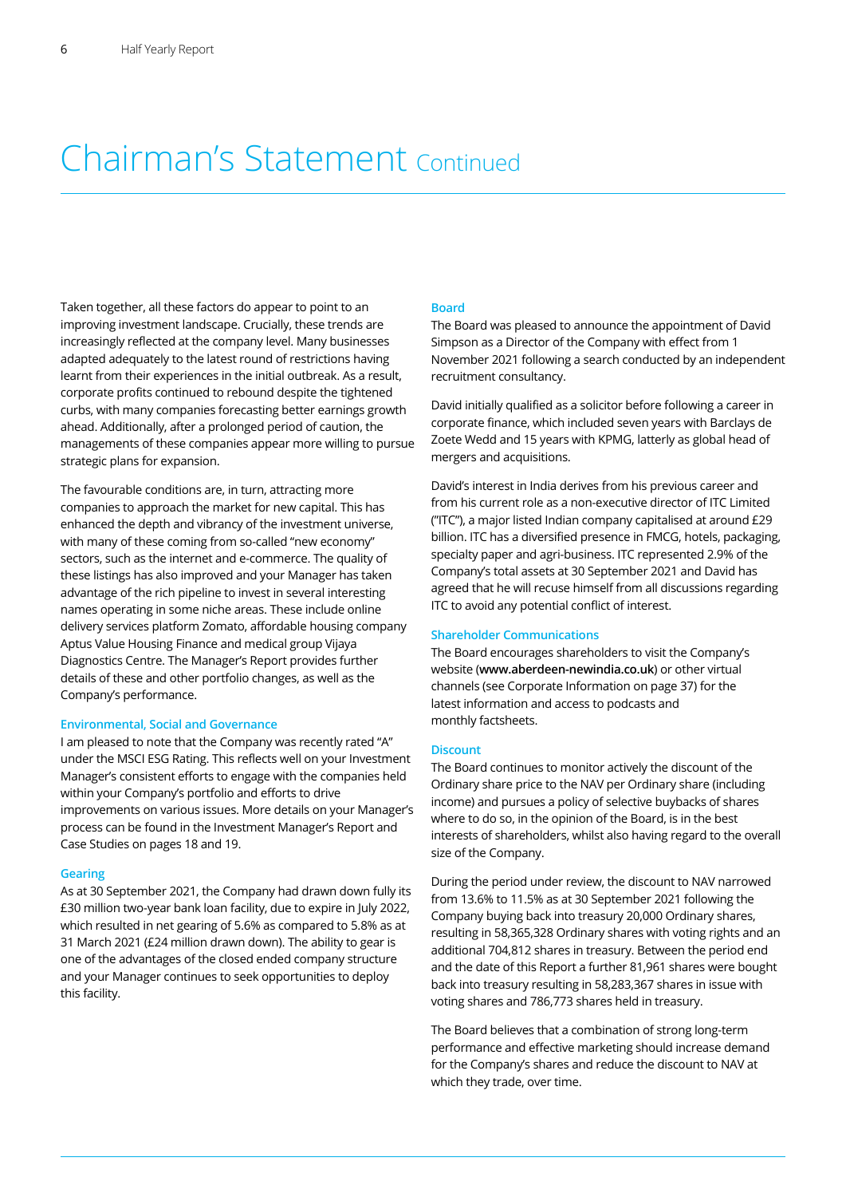# Chairman's Statement Continued

Taken together, all these factors do appear to point to an improving investment landscape. Crucially, these trends are increasingly reflected at the company level. Many businesses adapted adequately to the latest round of restrictions having learnt from their experiences in the initial outbreak. As a result, corporate profits continued to rebound despite the tightened curbs, with many companies forecasting better earnings growth ahead. Additionally, after a prolonged period of caution, the managements of these companies appear more willing to pursue strategic plans for expansion.

The favourable conditions are, in turn, attracting more companies to approach the market for new capital. This has enhanced the depth and vibrancy of the investment universe, with many of these coming from so-called "new economy" sectors, such as the internet and e-commerce. The quality of these listings has also improved and your Manager has taken advantage of the rich pipeline to invest in several interesting names operating in some niche areas. These include online delivery services platform Zomato, affordable housing company Aptus Value Housing Finance and medical group Vijaya Diagnostics Centre. The Manager's Report provides further details of these and other portfolio changes, as well as the Company's performance.

### Environmental, Social and Governance

I am pleased to note that the Company was recently rated "A" under the MSCI ESG Rating. This reflects well on your Investment Manager's consistent efforts to engage with the companies held within your Company's portfolio and efforts to drive improvements on various issues. More details on your Manager's process can be found in the Investment Manager's Report and Case Studies on pages 18 and 19.

### Gearing

As at 30 September 2021, the Company had drawn down fully its £30 million two-year bank loan facility, due to expire in July 2022, which resulted in net gearing of 5.6% as compared to 5.8% as at 31 March 2021 (£24 million drawn down). The ability to gear is one of the advantages of the closed ended company structure and your Manager continues to seek opportunities to deploy this facility.

### Board

The Board was pleased to announce the appointment of David Simpson as a Director of the Company with effect from 1 November 2021 following a search conducted by an independent recruitment consultancy.

David initially qualified as a solicitor before following a career in corporate finance, which included seven years with Barclays de Zoete Wedd and 15 years with KPMG, latterly as global head of mergers and acquisitions.

David's interest in India derives from his previous career and from his current role as a non-executive director of ITC Limited ("ITC"), a major listed Indian company capitalised at around £29 billion. ITC has a diversified presence in FMCG, hotels, packaging, specialty paper and agri-business. ITC represented 2.9% of the Company's total assets at 30 September 2021 and David has agreed that he will recuse himself from all discussions regarding ITC to avoid any potential conflict of interest.

### Shareholder Communications

The Board encourages shareholders to visit the Company's website (**www.aberdeen-newindia.co.uk**) or other virtual channels (see Corporate Information on page 37) for the latest information and access to podcasts and monthly factsheets.

### Discount

The Board continues to monitor actively the discount of the Ordinary share price to the NAV per Ordinary share (including income) and pursues a policy of selective buybacks of shares where to do so, in the opinion of the Board, is in the best interests of shareholders, whilst also having regard to the overall size of the Company.

During the period under review, the discount to NAV narrowed from 13.6% to 11.5% as at 30 September 2021 following the Company buying back into treasury 20,000 Ordinary shares, resulting in 58,365,328 Ordinary shares with voting rights and an additional 704,812 shares in treasury. Between the period end and the date of this Report a further 81,961 shares were bought back into treasury resulting in 58,283,367 shares in issue with voting shares and 786,773 shares held in treasury.

The Board believes that a combination of strong long-term performance and effective marketing should increase demand for the Company's shares and reduce the discount to NAV at which they trade, over time.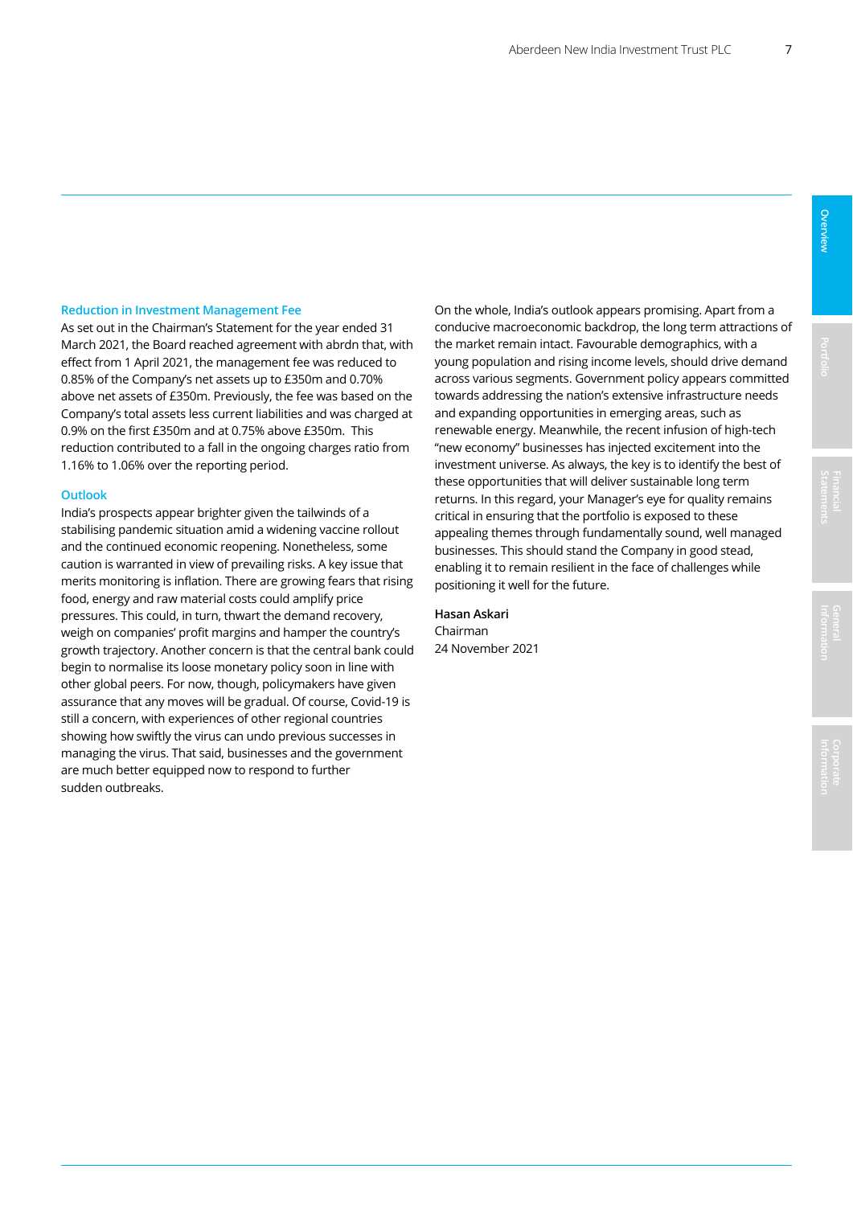### Reduction in Investment Management Fee

As set out in the Chairman's Statement for the year ended 31 March 2021, the Board reached agreement with abrdn that, with effect from 1 April 2021, the management fee was reduced to 0.85% of the Company's net assets up to £350m and 0.70% above net assets of £350m. Previously, the fee was based on the Company's total assets less current liabilities and was charged at 0.9% on the first £350m and at 0.75% above £350m. This reduction contributed to a fall in the ongoing charges ratio from 1.16% to 1.06% over the reporting period.

### Outlook

India's prospects appear brighter given the tailwinds of a stabilising pandemic situation amid a widening vaccine rollout and the continued economic reopening. Nonetheless, some caution is warranted in view of prevailing risks. A key issue that merits monitoring is inflation. There are growing fears that rising food, energy and raw material costs could amplify price pressures. This could, in turn, thwart the demand recovery, weigh on companies' profit margins and hamper the country's growth trajectory. Another concern is that the central bank could begin to normalise its loose monetary policy soon in line with other global peers. For now, though, policymakers have given assurance that any moves will be gradual. Of course, Covid-19 is still a concern, with experiences of other regional countries showing how swiftly the virus can undo previous successes in managing the virus. That said, businesses and the government are much better equipped now to respond to further sudden outbreaks.

On the whole, India's outlook appears promising. Apart from a conducive macroeconomic backdrop, the long term attractions of the market remain intact. Favourable demographics, with a young population and rising income levels, should drive demand across various segments. Government policy appears committed towards addressing the nation's extensive infrastructure needs and expanding opportunities in emerging areas, such as renewable energy. Meanwhile, the recent infusion of high-tech "new economy" businesses has injected excitement into the investment universe. As always, the key is to identify the best of these opportunities that will deliver sustainable long term returns. In this regard, your Manager's eye for quality remains critical in ensuring that the portfolio is exposed to these appealing themes through fundamentally sound, well managed businesses. This should stand the Company in good stead, enabling it to remain resilient in the face of challenges while positioning it well for the future.

**Hasan Askari**
Chairman
24 November 2021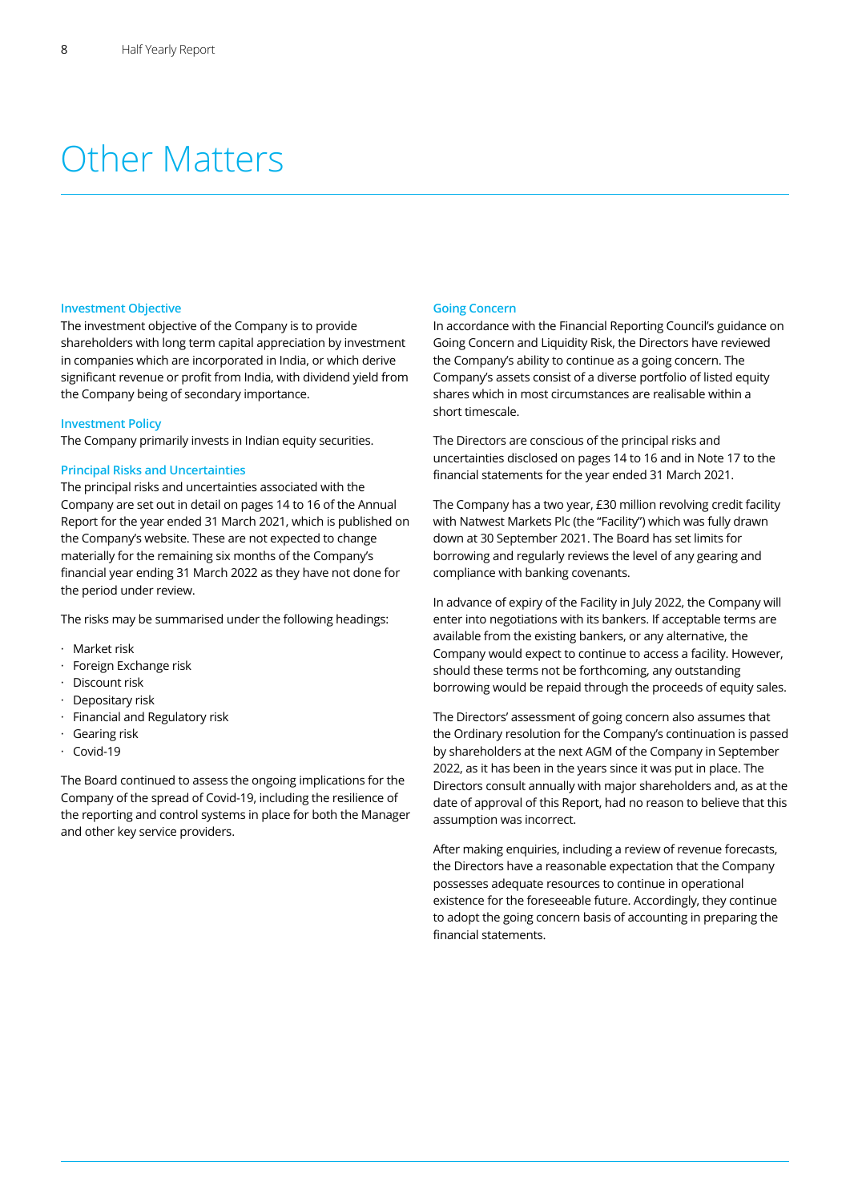# Other Matters

### Investment Objective

The investment objective of the Company is to provide shareholders with long term capital appreciation by investment in companies which are incorporated in India, or which derive significant revenue or profit from India, with dividend yield from the Company being of secondary importance.

### Investment Policy

The Company primarily invests in Indian equity securities.

### Principal Risks and Uncertainties

The principal risks and uncertainties associated with the Company are set out in detail on pages 14 to 16 of the Annual Report for the year ended 31 March 2021, which is published on the Company's website. These are not expected to change materially for the remaining six months of the Company's financial year ending 31 March 2022 as they have not done for the period under review.

The risks may be summarised under the following headings:

- Market risk
- Foreign Exchange risk
- Discount risk
- Depositary risk
- Financial and Regulatory risk
- Gearing risk
- Covid-19

The Board continued to assess the ongoing implications for the Company of the spread of Covid-19, including the resilience of the reporting and control systems in place for both the Manager and other key service providers.

### Going Concern

In accordance with the Financial Reporting Council's guidance on Going Concern and Liquidity Risk, the Directors have reviewed the Company's ability to continue as a going concern. The Company's assets consist of a diverse portfolio of listed equity shares which in most circumstances are realisable within a short timescale.

The Directors are conscious of the principal risks and uncertainties disclosed on pages 14 to 16 and in Note 17 to the financial statements for the year ended 31 March 2021.

The Company has a two year, £30 million revolving credit facility with Natwest Markets Plc (the "Facility") which was fully drawn down at 30 September 2021. The Board has set limits for borrowing and regularly reviews the level of any gearing and compliance with banking covenants.

In advance of expiry of the Facility in July 2022, the Company will enter into negotiations with its bankers. If acceptable terms are available from the existing bankers, or any alternative, the Company would expect to continue to access a facility. However, should these terms not be forthcoming, any outstanding borrowing would be repaid through the proceeds of equity sales.

The Directors' assessment of going concern also assumes that the Ordinary resolution for the Company's continuation is passed by shareholders at the next AGM of the Company in September 2022, as it has been in the years since it was put in place. The Directors consult annually with major shareholders and, as at the date of approval of this Report, had no reason to believe that this assumption was incorrect.

After making enquiries, including a review of revenue forecasts, the Directors have a reasonable expectation that the Company possesses adequate resources to continue in operational existence for the foreseeable future. Accordingly, they continue to adopt the going concern basis of accounting in preparing the financial statements.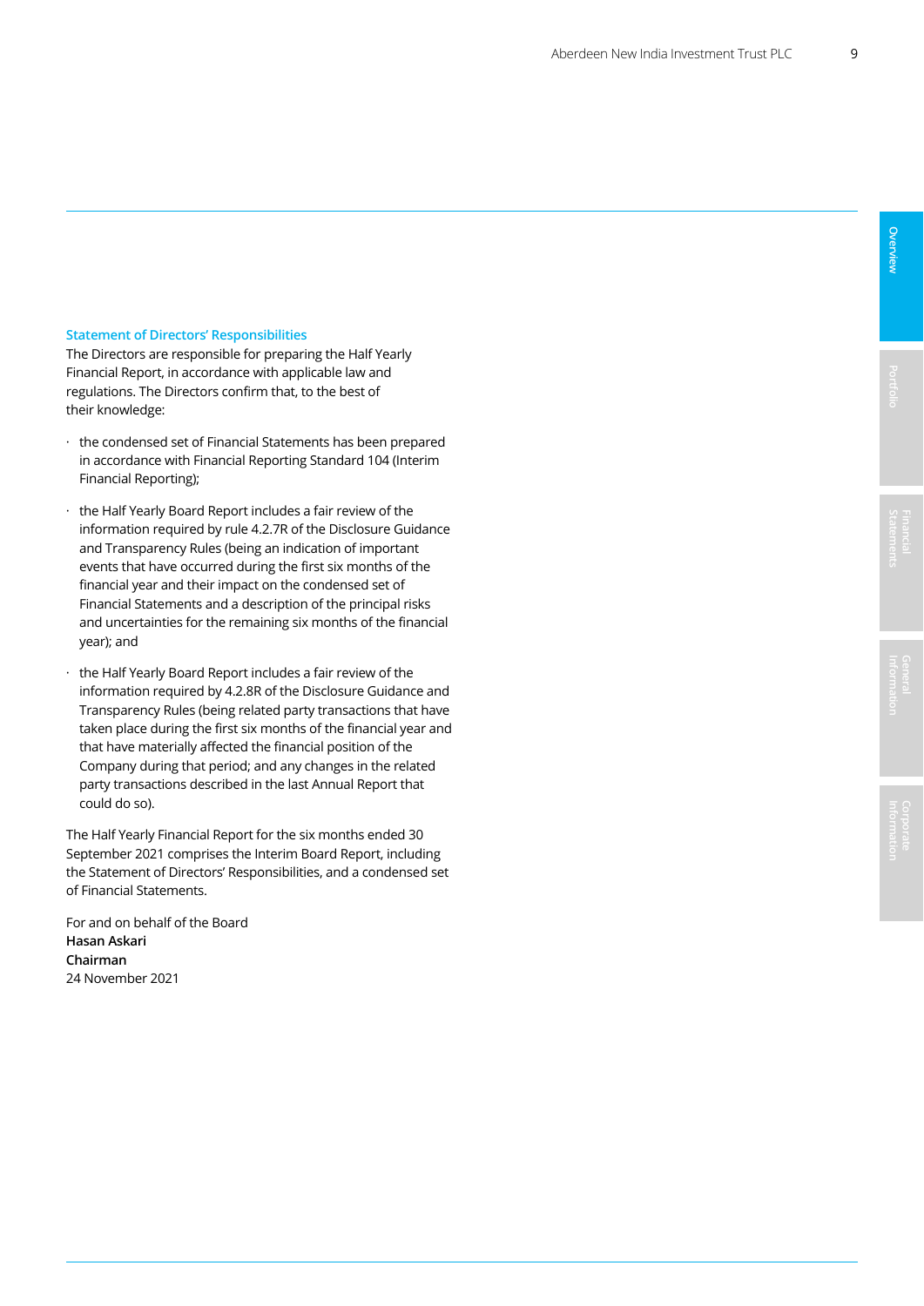## Statement of Directors' Responsibilities

The Directors are responsible for preparing the Half Yearly Financial Report, in accordance with applicable law and regulations. The Directors confirm that, to the best of their knowledge:

- the condensed set of Financial Statements has been prepared in accordance with Financial Reporting Standard 104 (Interim Financial Reporting);
- the Half Yearly Board Report includes a fair review of the information required by rule 4.2.7R of the Disclosure Guidance and Transparency Rules (being an indication of important events that have occurred during the first six months of the financial year and their impact on the condensed set of Financial Statements and a description of the principal risks and uncertainties for the remaining six months of the financial year); and
- the Half Yearly Board Report includes a fair review of the information required by 4.2.8R of the Disclosure Guidance and Transparency Rules (being related party transactions that have taken place during the first six months of the financial year and that have materially affected the financial position of the Company during that period; and any changes in the related party transactions described in the last Annual Report that could do so).

The Half Yearly Financial Report for the six months ended 30 September 2021 comprises the Interim Board Report, including the Statement of Directors' Responsibilities, and a condensed set of Financial Statements.

For and on behalf of the Board
**Hasan Askari**
**Chairman**
24 November 2021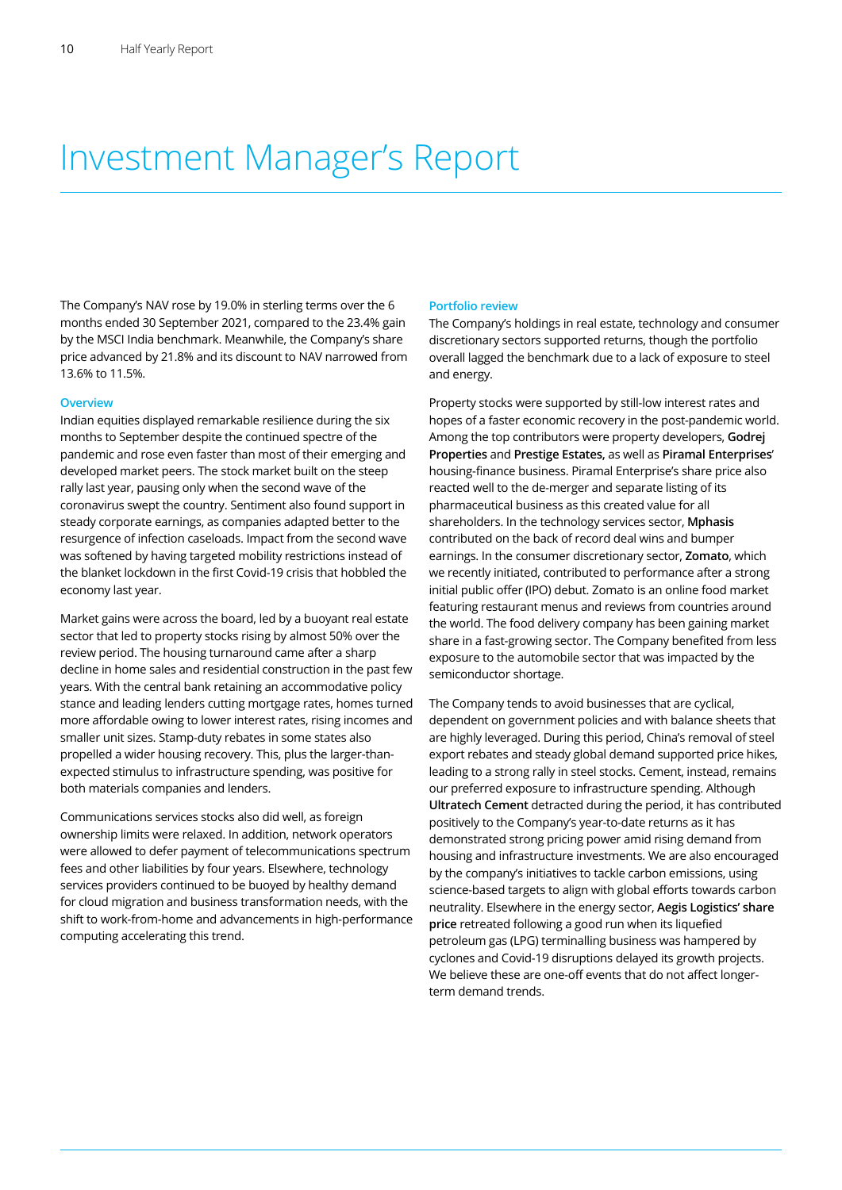# Investment Manager's Report

The Company's NAV rose by 19.0% in sterling terms over the 6 months ended 30 September 2021, compared to the 23.4% gain by the MSCI India benchmark. Meanwhile, the Company's share price advanced by 21.8% and its discount to NAV narrowed from 13.6% to 11.5%.

### Overview

Indian equities displayed remarkable resilience during the six months to September despite the continued spectre of the pandemic and rose even faster than most of their emerging and developed market peers. The stock market built on the steep rally last year, pausing only when the second wave of the coronavirus swept the country. Sentiment also found support in steady corporate earnings, as companies adapted better to the resurgence of infection caseloads. Impact from the second wave was softened by having targeted mobility restrictions instead of the blanket lockdown in the first Covid-19 crisis that hobbled the economy last year.

Market gains were across the board, led by a buoyant real estate sector that led to property stocks rising by almost 50% over the review period. The housing turnaround came after a sharp decline in home sales and residential construction in the past few years. With the central bank retaining an accommodative policy stance and leading lenders cutting mortgage rates, homes turned more affordable owing to lower interest rates, rising incomes and smaller unit sizes. Stamp-duty rebates in some states also propelled a wider housing recovery. This, plus the larger-than-expected stimulus to infrastructure spending, was positive for both materials companies and lenders.

Communications services stocks also did well, as foreign ownership limits were relaxed. In addition, network operators were allowed to defer payment of telecommunications spectrum fees and other liabilities by four years. Elsewhere, technology services providers continued to be buoyed by healthy demand for cloud migration and business transformation needs, with the shift to work-from-home and advancements in high-performance computing accelerating this trend.

### Portfolio review

The Company's holdings in real estate, technology and consumer discretionary sectors supported returns, though the portfolio overall lagged the benchmark due to a lack of exposure to steel and energy.

Property stocks were supported by still-low interest rates and hopes of a faster economic recovery in the post-pandemic world. Among the top contributors were property developers, **Godrej Properties** and **Prestige Estates,** as well as **Piramal Enterprises**' housing-finance business. Piramal Enterprise's share price also reacted well to the de-merger and separate listing of its pharmaceutical business as this created value for all shareholders. In the technology services sector, **Mphasis** contributed on the back of record deal wins and bumper earnings. In the consumer discretionary sector, **Zomato**, which we recently initiated, contributed to performance after a strong initial public offer (IPO) debut. Zomato is an online food market featuring restaurant menus and reviews from countries around the world. The food delivery company has been gaining market share in a fast-growing sector. The Company benefited from less exposure to the automobile sector that was impacted by the semiconductor shortage.

The Company tends to avoid businesses that are cyclical, dependent on government policies and with balance sheets that are highly leveraged. During this period, China's removal of steel export rebates and steady global demand supported price hikes, leading to a strong rally in steel stocks. Cement, instead, remains our preferred exposure to infrastructure spending. Although **Ultratech Cement** detracted during the period, it has contributed positively to the Company's year-to-date returns as it has demonstrated strong pricing power amid rising demand from housing and infrastructure investments. We are also encouraged by the company's initiatives to tackle carbon emissions, using science-based targets to align with global efforts towards carbon neutrality. Elsewhere in the energy sector, **Aegis Logistics' share price** retreated following a good run when its liquefied petroleum gas (LPG) terminalling business was hampered by cyclones and Covid-19 disruptions delayed its growth projects. We believe these are one-off events that do not affect longer-term demand trends.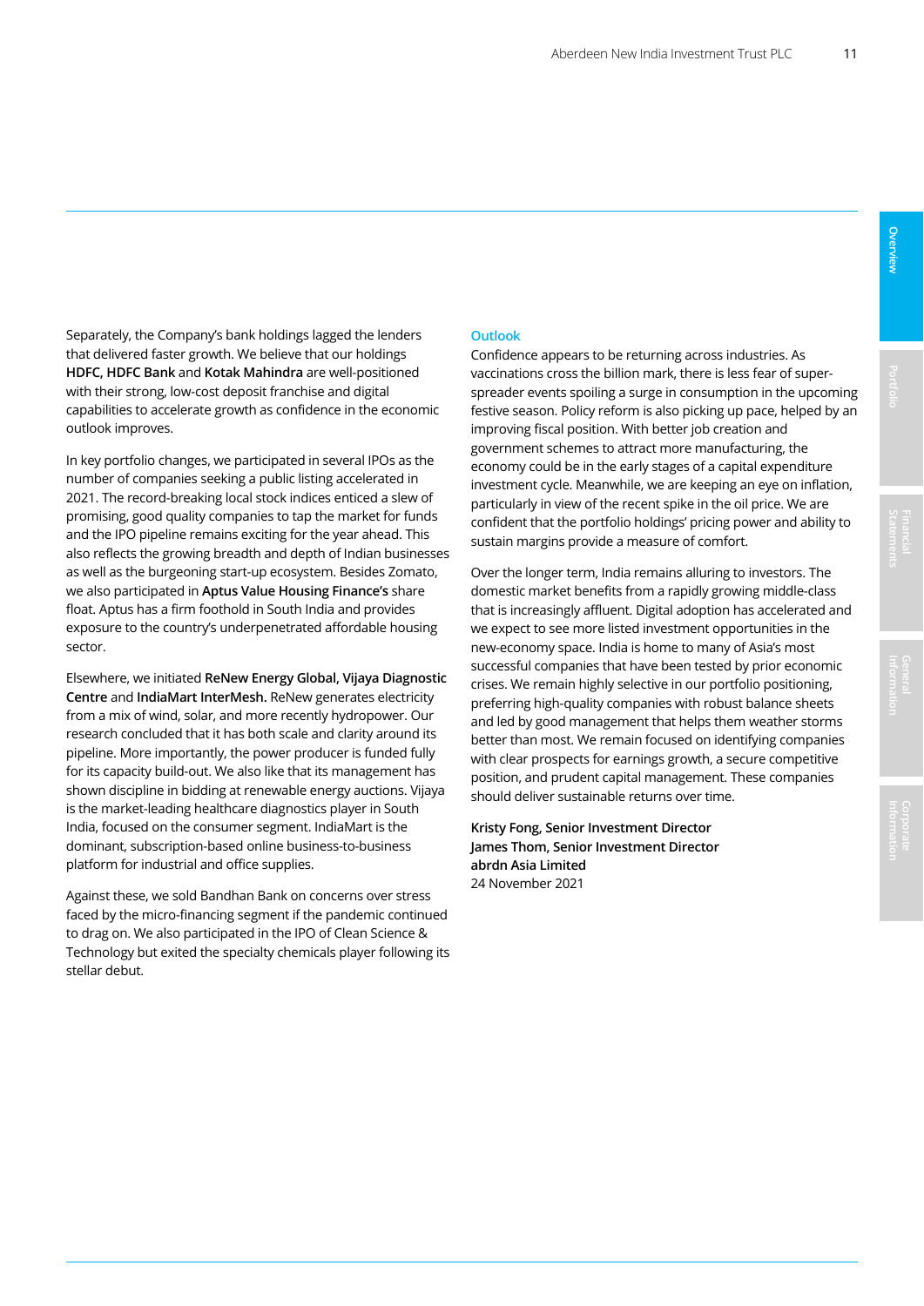Separately, the Company's bank holdings lagged the lenders that delivered faster growth. We believe that our holdings **HDFC, HDFC Bank** and **Kotak Mahindra** are well-positioned with their strong, low-cost deposit franchise and digital capabilities to accelerate growth as confidence in the economic outlook improves.

In key portfolio changes, we participated in several IPOs as the number of companies seeking a public listing accelerated in 2021. The record-breaking local stock indices enticed a slew of promising, good quality companies to tap the market for funds and the IPO pipeline remains exciting for the year ahead. This also reflects the growing breadth and depth of Indian businesses as well as the burgeoning start-up ecosystem. Besides Zomato, we also participated in **Aptus Value Housing Finance's** share float. Aptus has a firm foothold in South India and provides exposure to the country's underpenetrated affordable housing sector.

Elsewhere, we initiated **ReNew Energy Global, Vijaya Diagnostic Centre** and **IndiaMart InterMesh.** ReNew generates electricity from a mix of wind, solar, and more recently hydropower. Our research concluded that it has both scale and clarity around its pipeline. More importantly, the power producer is funded fully for its capacity build-out. We also like that its management has shown discipline in bidding at renewable energy auctions. Vijaya is the market-leading healthcare diagnostics player in South India, focused on the consumer segment. IndiaMart is the dominant, subscription-based online business-to-business platform for industrial and office supplies.

Against these, we sold Bandhan Bank on concerns over stress faced by the micro-financing segment if the pandemic continued to drag on. We also participated in the IPO of Clean Science & Technology but exited the specialty chemicals player following its stellar debut.

## Outlook

Confidence appears to be returning across industries. As vaccinations cross the billion mark, there is less fear of super-spreader events spoiling a surge in consumption in the upcoming festive season. Policy reform is also picking up pace, helped by an improving fiscal position. With better job creation and government schemes to attract more manufacturing, the economy could be in the early stages of a capital expenditure investment cycle. Meanwhile, we are keeping an eye on inflation, particularly in view of the recent spike in the oil price. We are confident that the portfolio holdings' pricing power and ability to sustain margins provide a measure of comfort.

Over the longer term, India remains alluring to investors. The domestic market benefits from a rapidly growing middle-class that is increasingly affluent. Digital adoption has accelerated and we expect to see more listed investment opportunities in the new-economy space. India is home to many of Asia's most successful companies that have been tested by prior economic crises. We remain highly selective in our portfolio positioning, preferring high-quality companies with robust balance sheets and led by good management that helps them weather storms better than most. We remain focused on identifying companies with clear prospects for earnings growth, a secure competitive position, and prudent capital management. These companies should deliver sustainable returns over time.

**Kristy Fong, Senior Investment Director**
**James Thom, Senior Investment Director**
**abrdn Asia Limited**
24 November 2021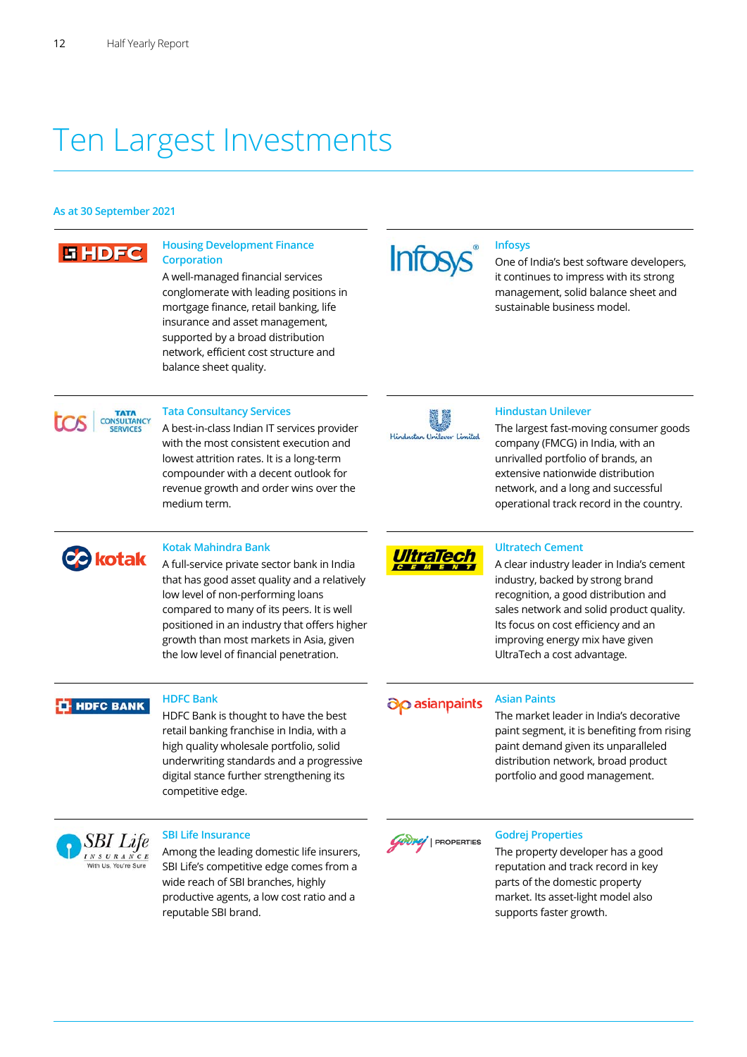# Ten Largest Investments

As at 30 September 2021

### Housing Development Finance Corporation

A well-managed financial services conglomerate with leading positions in mortgage finance, retail banking, life insurance and asset management, supported by a broad distribution network, efficient cost structure and balance sheet quality.

### Infosys

One of India's best software developers, it continues to impress with its strong management, solid balance sheet and sustainable business model.

### Tata Consultancy Services

A best-in-class Indian IT services provider with the most consistent execution and lowest attrition rates. It is a long-term compounder with a decent outlook for revenue growth and order wins over the medium term.

### Hindustan Unilever

The largest fast-moving consumer goods company (FMCG) in India, with an unrivalled portfolio of brands, an extensive nationwide distribution network, and a long and successful operational track record in the country.

### Kotak Mahindra Bank

A full-service private sector bank in India that has good asset quality and a relatively low level of non-performing loans compared to many of its peers. It is well positioned in an industry that offers higher growth than most markets in Asia, given the low level of financial penetration.

### Ultratech Cement

A clear industry leader in India's cement industry, backed by strong brand recognition, a good distribution and sales network and solid product quality. Its focus on cost efficiency and an improving energy mix have given UltraTech a cost advantage.

### HDFC Bank

HDFC Bank is thought to have the best retail banking franchise in India, with a high quality wholesale portfolio, solid underwriting standards and a progressive digital stance further strengthening its competitive edge.

### Asian Paints

The market leader in India's decorative paint segment, it is benefiting from rising paint demand given its unparalleled distribution network, broad product portfolio and good management.

### SBI Life Insurance

Among the leading domestic life insurers, SBI Life's competitive edge comes from a wide reach of SBI branches, highly productive agents, a low cost ratio and a reputable SBI brand.

### Godrej Properties

The property developer has a good reputation and track record in key parts of the domestic property market. Its asset-light model also supports faster growth.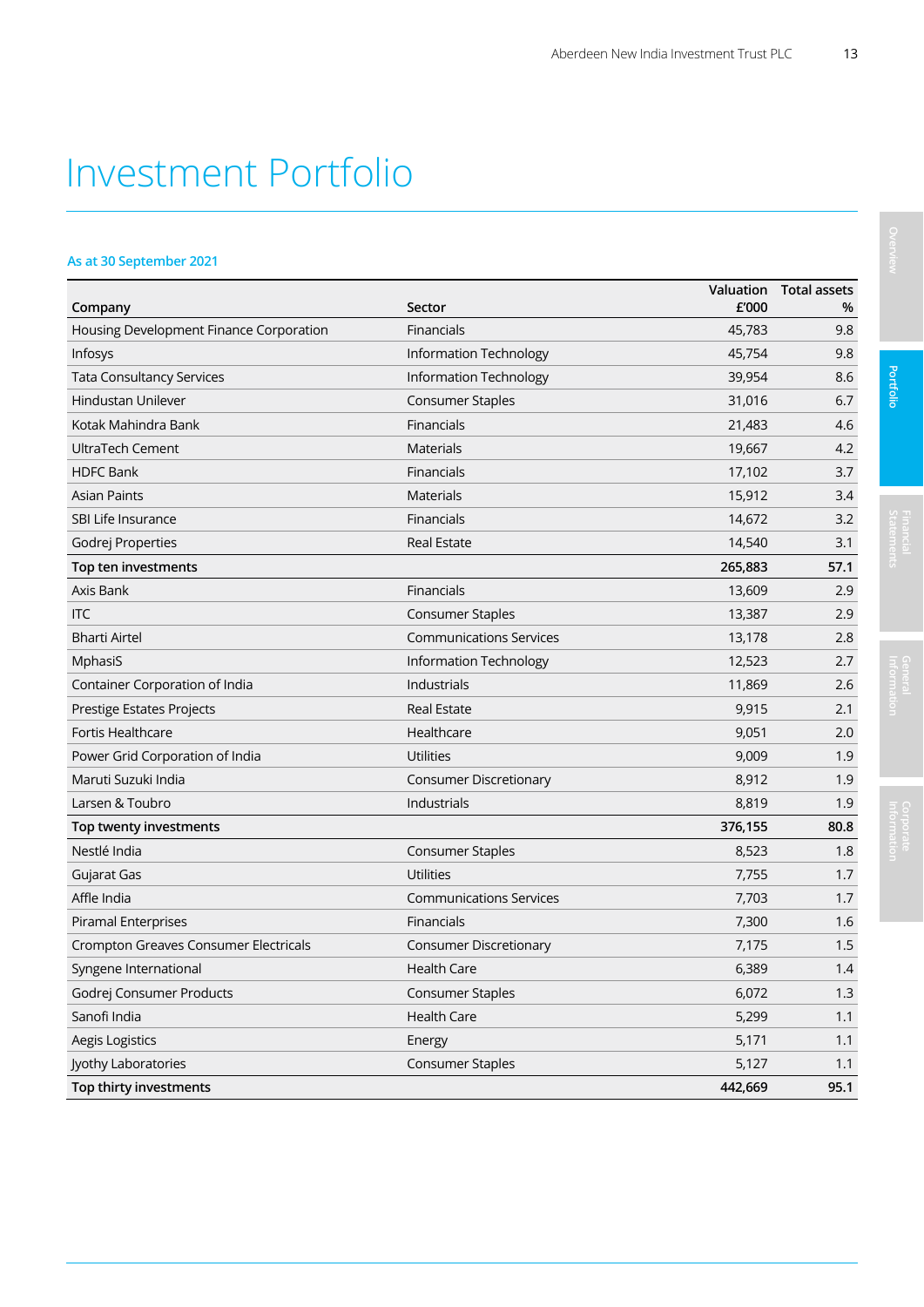# Investment Portfolio

### As at 30 September 2021

| Company | Sector | Valuation £'000 | Total assets % |
|---|---|---|---|
| Housing Development Finance Corporation | Financials | 45,783 | 9.8 |
| Infosys | Information Technology | 45,754 | 9.8 |
| Tata Consultancy Services | Information Technology | 39,954 | 8.6 |
| Hindustan Unilever | Consumer Staples | 31,016 | 6.7 |
| Kotak Mahindra Bank | Financials | 21,483 | 4.6 |
| UltraTech Cement | Materials | 19,667 | 4.2 |
| HDFC Bank | Financials | 17,102 | 3.7 |
| Asian Paints | Materials | 15,912 | 3.4 |
| SBI Life Insurance | Financials | 14,672 | 3.2 |
| Godrej Properties | Real Estate | 14,540 | 3.1 |
| **Top ten investments** | | **265,883** | **57.1** |
| Axis Bank | Financials | 13,609 | 2.9 |
| ITC | Consumer Staples | 13,387 | 2.9 |
| Bharti Airtel | Communications Services | 13,178 | 2.8 |
| MphasiS | Information Technology | 12,523 | 2.7 |
| Container Corporation of India | Industrials | 11,869 | 2.6 |
| Prestige Estates Projects | Real Estate | 9,915 | 2.1 |
| Fortis Healthcare | Healthcare | 9,051 | 2.0 |
| Power Grid Corporation of India | Utilities | 9,009 | 1.9 |
| Maruti Suzuki India | Consumer Discretionary | 8,912 | 1.9 |
| Larsen & Toubro | Industrials | 8,819 | 1.9 |
| **Top twenty investments** | | **376,155** | **80.8** |
| Nestlé India | Consumer Staples | 8,523 | 1.8 |
| Gujarat Gas | Utilities | 7,755 | 1.7 |
| Affle India | Communications Services | 7,703 | 1.7 |
| Piramal Enterprises | Financials | 7,300 | 1.6 |
| Crompton Greaves Consumer Electricals | Consumer Discretionary | 7,175 | 1.5 |
| Syngene International | Health Care | 6,389 | 1.4 |
| Godrej Consumer Products | Consumer Staples | 6,072 | 1.3 |
| Sanofi India | Health Care | 5,299 | 1.1 |
| Aegis Logistics | Energy | 5,171 | 1.1 |
| Jyothy Laboratories | Consumer Staples | 5,127 | 1.1 |
| **Top thirty investments** | | **442,669** | **95.1** |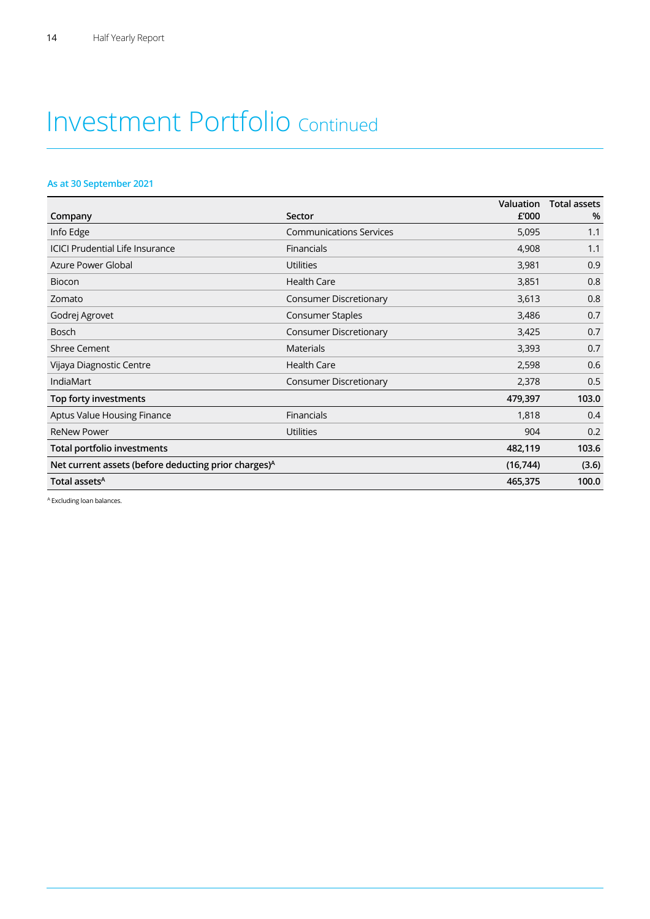# Investment Portfolio Continued

### As at 30 September 2021

| Company | Sector | Valuation £'000 | Total assets % |
|---|---|---|---|
| Info Edge | Communications Services | 5,095 | 1.1 |
| ICICI Prudential Life Insurance | Financials | 4,908 | 1.1 |
| Azure Power Global | Utilities | 3,981 | 0.9 |
| Biocon | Health Care | 3,851 | 0.8 |
| Zomato | Consumer Discretionary | 3,613 | 0.8 |
| Godrej Agrovet | Consumer Staples | 3,486 | 0.7 |
| Bosch | Consumer Discretionary | 3,425 | 0.7 |
| Shree Cement | Materials | 3,393 | 0.7 |
| Vijaya Diagnostic Centre | Health Care | 2,598 | 0.6 |
| IndiaMart | Consumer Discretionary | 2,378 | 0.5 |
| **Top forty investments** | | **479,397** | **103.0** |
| Aptus Value Housing Finance | Financials | 1,818 | 0.4 |
| ReNew Power | Utilities | 904 | 0.2 |
| **Total portfolio investments** | | **482,119** | **103.6** |
| **Net current assets (before deducting prior charges)[A]** | | **(16,744)** | **(3.6)** |
| **Total assets[A]** | | **465,375** | **100.0** |

[A] Excluding loan balances.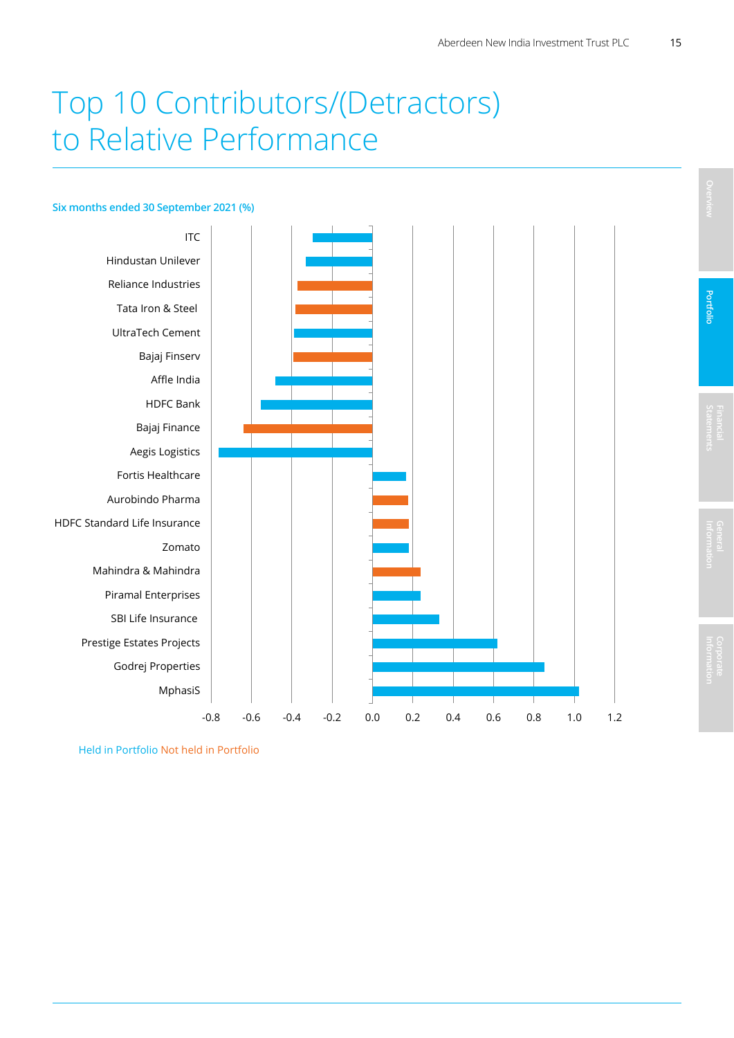# Top 10 Contributors/(Detractors) to Relative Performance

**Six months ended 30 September 2021 (%)**

| Company | Value (%) | Status |
|---|---|---|
| ITC | -0.29 | Held in Portfolio |
| Hindustan Unilever | -0.33 | Held in Portfolio |
| Reliance Industries | -0.37 | Not held in Portfolio |
| Tata Iron & Steel | -0.38 | Not held in Portfolio |
| UltraTech Cement | -0.39 | Held in Portfolio |
| Bajaj Finserv | -0.39 | Not held in Portfolio |
| Affle India | -0.48 | Held in Portfolio |
| HDFC Bank | -0.55 | Held in Portfolio |
| Bajaj Finance | -0.64 | Not held in Portfolio |
| Aegis Logistics | -0.76 | Held in Portfolio |
| Fortis Healthcare | 0.17 | Held in Portfolio |
| Aurobindo Pharma | 0.18 | Not held in Portfolio |
| HDFC Standard Life Insurance | 0.18 | Not held in Portfolio |
| Zomato | 0.18 | Held in Portfolio |
| Mahindra & Mahindra | 0.24 | Not held in Portfolio |
| Piramal Enterprises | 0.24 | Held in Portfolio |
| SBI Life Insurance | 0.33 | Held in Portfolio |
| Prestige Estates Projects | 0.62 | Held in Portfolio |
| Godrej Properties | 0.85 | Held in Portfolio |
| MphasiS | 1.02 | Held in Portfolio |

Held in Portfolio Not held in Portfolio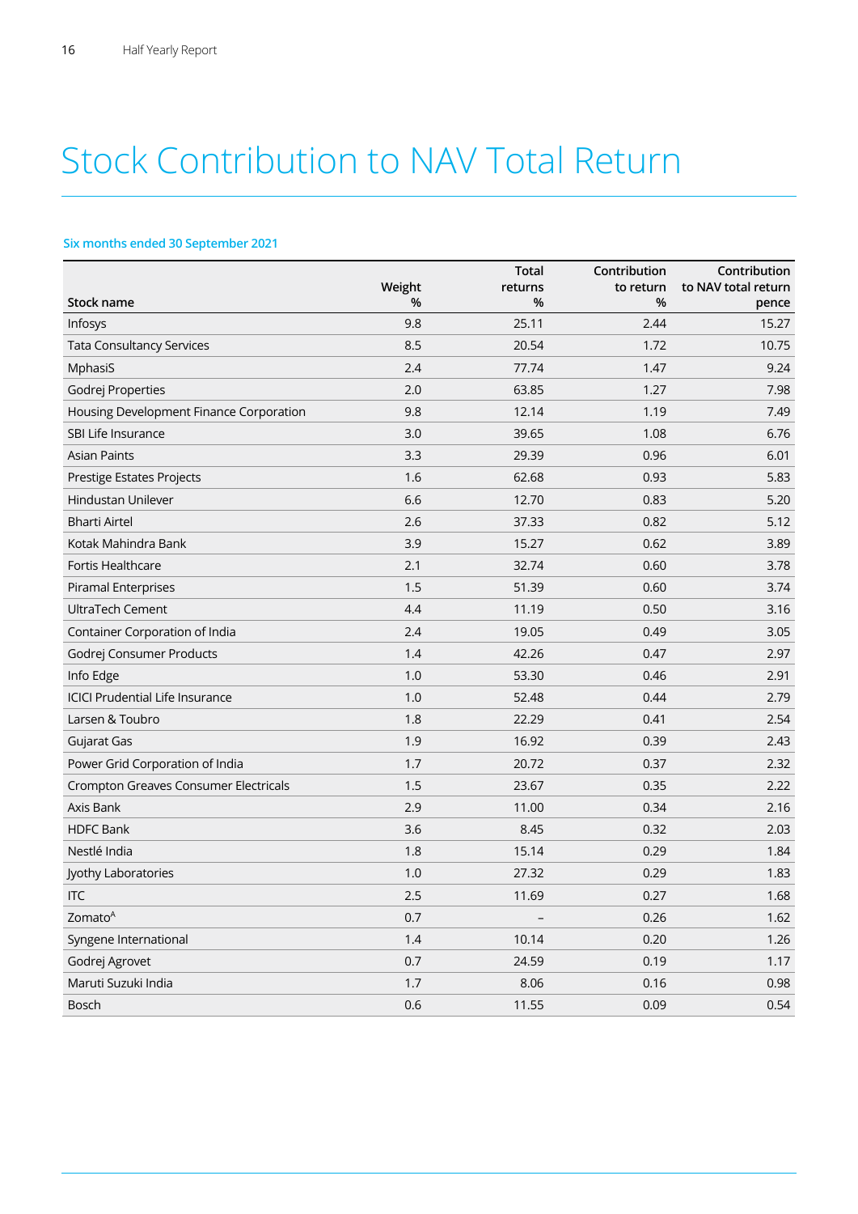# Stock Contribution to NAV Total Return

**Six months ended 30 September 2021**

| Stock name | Weight % | Total returns % | Contribution to return % | Contribution to NAV total return pence |
|---|---|---|---|---|
| Infosys | 9.8 | 25.11 | 2.44 | 15.27 |
| Tata Consultancy Services | 8.5 | 20.54 | 1.72 | 10.75 |
| MphasiS | 2.4 | 77.74 | 1.47 | 9.24 |
| Godrej Properties | 2.0 | 63.85 | 1.27 | 7.98 |
| Housing Development Finance Corporation | 9.8 | 12.14 | 1.19 | 7.49 |
| SBI Life Insurance | 3.0 | 39.65 | 1.08 | 6.76 |
| Asian Paints | 3.3 | 29.39 | 0.96 | 6.01 |
| Prestige Estates Projects | 1.6 | 62.68 | 0.93 | 5.83 |
| Hindustan Unilever | 6.6 | 12.70 | 0.83 | 5.20 |
| Bharti Airtel | 2.6 | 37.33 | 0.82 | 5.12 |
| Kotak Mahindra Bank | 3.9 | 15.27 | 0.62 | 3.89 |
| Fortis Healthcare | 2.1 | 32.74 | 0.60 | 3.78 |
| Piramal Enterprises | 1.5 | 51.39 | 0.60 | 3.74 |
| UltraTech Cement | 4.4 | 11.19 | 0.50 | 3.16 |
| Container Corporation of India | 2.4 | 19.05 | 0.49 | 3.05 |
| Godrej Consumer Products | 1.4 | 42.26 | 0.47 | 2.97 |
| Info Edge | 1.0 | 53.30 | 0.46 | 2.91 |
| ICICI Prudential Life Insurance | 1.0 | 52.48 | 0.44 | 2.79 |
| Larsen & Toubro | 1.8 | 22.29 | 0.41 | 2.54 |
| Gujarat Gas | 1.9 | 16.92 | 0.39 | 2.43 |
| Power Grid Corporation of India | 1.7 | 20.72 | 0.37 | 2.32 |
| Crompton Greaves Consumer Electricals | 1.5 | 23.67 | 0.35 | 2.22 |
| Axis Bank | 2.9 | 11.00 | 0.34 | 2.16 |
| HDFC Bank | 3.6 | 8.45 | 0.32 | 2.03 |
| Nestlé India | 1.8 | 15.14 | 0.29 | 1.84 |
| Jyothy Laboratories | 1.0 | 27.32 | 0.29 | 1.83 |
| ITC | 2.5 | 11.69 | 0.27 | 1.68 |
| Zomato[A] | 0.7 | – | 0.26 | 1.62 |
| Syngene International | 1.4 | 10.14 | 0.20 | 1.26 |
| Godrej Agrovet | 0.7 | 24.59 | 0.19 | 1.17 |
| Maruti Suzuki India | 1.7 | 8.06 | 0.16 | 0.98 |
| Bosch | 0.6 | 11.55 | 0.09 | 0.54 |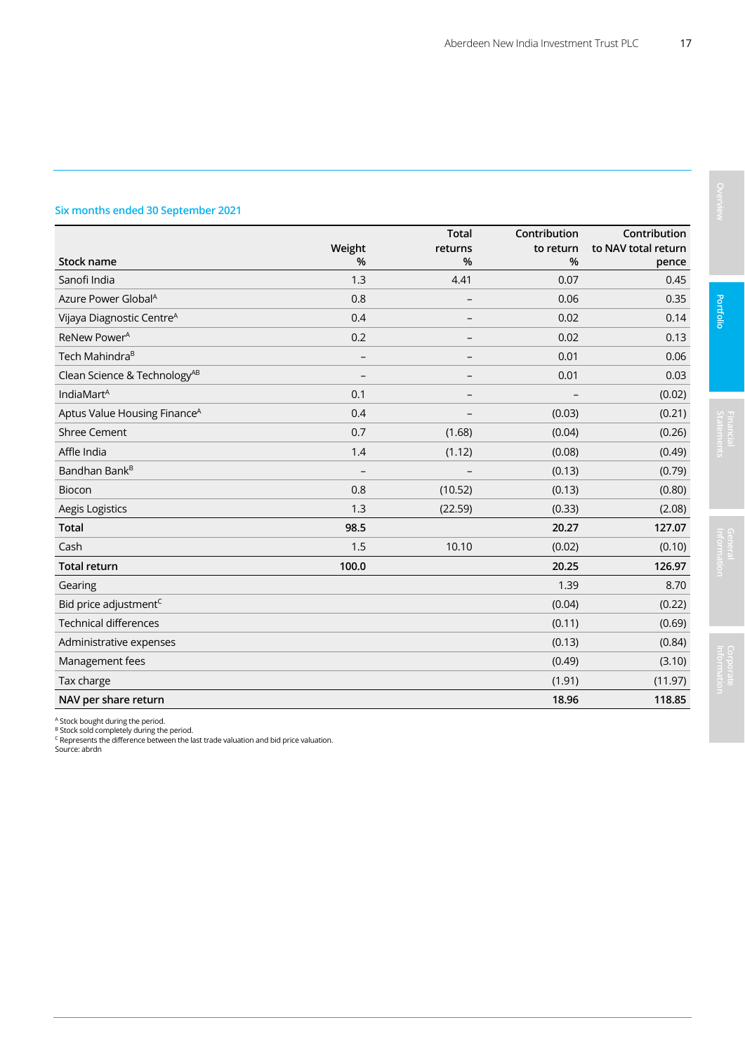## Six months ended 30 September 2021

| Stock name | Weight % | Total returns % | Contribution to return % | Contribution to NAV total return pence |
|---|---|---|---|---|
| Sanofi India | 1.3 | 4.41 | 0.07 | 0.45 |
| Azure Power Global[A] | 0.8 | – | 0.06 | 0.35 |
| Vijaya Diagnostic Centre[A] | 0.4 | – | 0.02 | 0.14 |
| ReNew Power[A] | 0.2 | – | 0.02 | 0.13 |
| Tech Mahindra[B] | – | – | 0.01 | 0.06 |
| Clean Science & Technology[AB] | – | – | 0.01 | 0.03 |
| IndiaMart[A] | 0.1 | – | – | (0.02) |
| Aptus Value Housing Finance[A] | 0.4 | – | (0.03) | (0.21) |
| Shree Cement | 0.7 | (1.68) | (0.04) | (0.26) |
| Affle India | 1.4 | (1.12) | (0.08) | (0.49) |
| Bandhan Bank[B] | – | – | (0.13) | (0.79) |
| Biocon | 0.8 | (10.52) | (0.13) | (0.80) |
| Aegis Logistics | 1.3 | (22.59) | (0.33) | (2.08) |
| **Total** | **98.5** | | **20.27** | **127.07** |
| Cash | 1.5 | 10.10 | (0.02) | (0.10) |
| **Total return** | **100.0** | | **20.25** | **126.97** |
| Gearing | | | 1.39 | 8.70 |
| Bid price adjustment[C] | | | (0.04) | (0.22) |
| Technical differences | | | (0.11) | (0.69) |
| Administrative expenses | | | (0.13) | (0.84) |
| Management fees | | | (0.49) | (3.10) |
| Tax charge | | | (1.91) | (11.97) |
| **NAV per share return** | | | **18.96** | **118.85** |

[A] Stock bought during the period.
[B] Stock sold completely during the period.
[C] Represents the difference between the last trade valuation and bid price valuation.
Source: abrdn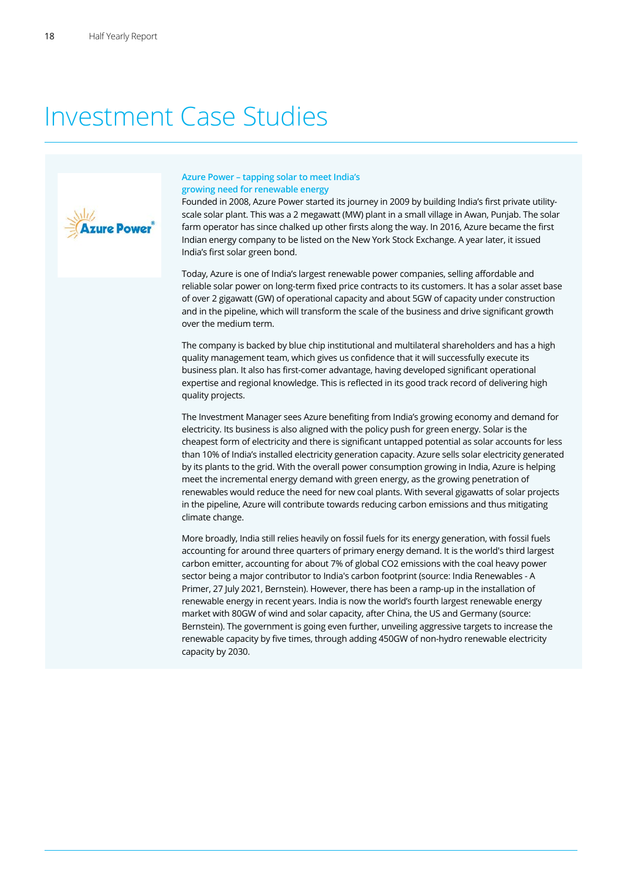# Investment Case Studies

### Azure Power – tapping solar to meet India's growing need for renewable energy

Founded in 2008, Azure Power started its journey in 2009 by building India's first private utility-scale solar plant. This was a 2 megawatt (MW) plant in a small village in Awan, Punjab. The solar farm operator has since chalked up other firsts along the way. In 2016, Azure became the first Indian energy company to be listed on the New York Stock Exchange. A year later, it issued India's first solar green bond.

Today, Azure is one of India's largest renewable power companies, selling affordable and reliable solar power on long-term fixed price contracts to its customers. It has a solar asset base of over 2 gigawatt (GW) of operational capacity and about 5GW of capacity under construction and in the pipeline, which will transform the scale of the business and drive significant growth over the medium term.

The company is backed by blue chip institutional and multilateral shareholders and has a high quality management team, which gives us confidence that it will successfully execute its business plan. It also has first-comer advantage, having developed significant operational expertise and regional knowledge. This is reflected in its good track record of delivering high quality projects.

The Investment Manager sees Azure benefiting from India's growing economy and demand for electricity. Its business is also aligned with the policy push for green energy. Solar is the cheapest form of electricity and there is significant untapped potential as solar accounts for less than 10% of India's installed electricity generation capacity. Azure sells solar electricity generated by its plants to the grid. With the overall power consumption growing in India, Azure is helping meet the incremental energy demand with green energy, as the growing penetration of renewables would reduce the need for new coal plants. With several gigawatts of solar projects in the pipeline, Azure will contribute towards reducing carbon emissions and thus mitigating climate change.

More broadly, India still relies heavily on fossil fuels for its energy generation, with fossil fuels accounting for around three quarters of primary energy demand. It is the world's third largest carbon emitter, accounting for about 7% of global $CO_2$ emissions with the coal heavy power sector being a major contributor to India's carbon footprint (source: India Renewables - A Primer, 27 July 2021, Bernstein). However, there has been a ramp-up in the installation of renewable energy in recent years. India is now the world's fourth largest renewable energy market with 80GW of wind and solar capacity, after China, the US and Germany (source: Bernstein). The government is going even further, unveiling aggressive targets to increase the renewable capacity by five times, through adding 450GW of non-hydro renewable electricity capacity by 2030.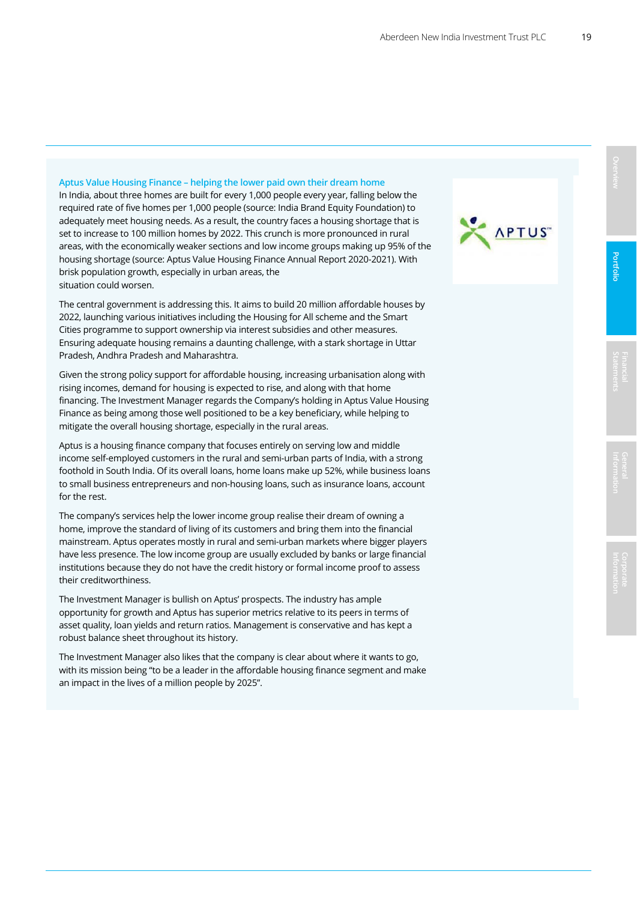### Aptus Value Housing Finance – helping the lower paid own their dream home

In India, about three homes are built for every 1,000 people every year, falling below the required rate of five homes per 1,000 people (source: India Brand Equity Foundation) to adequately meet housing needs. As a result, the country faces a housing shortage that is set to increase to 100 million homes by 2022. This crunch is more pronounced in rural areas, with the economically weaker sections and low income groups making up 95% of the housing shortage (source: Aptus Value Housing Finance Annual Report 2020-2021). With brisk population growth, especially in urban areas, the situation could worsen.

The central government is addressing this. It aims to build 20 million affordable houses by 2022, launching various initiatives including the Housing for All scheme and the Smart Cities programme to support ownership via interest subsidies and other measures. Ensuring adequate housing remains a daunting challenge, with a stark shortage in Uttar Pradesh, Andhra Pradesh and Maharashtra.

Given the strong policy support for affordable housing, increasing urbanisation along with rising incomes, demand for housing is expected to rise, and along with that home financing. The Investment Manager regards the Company's holding in Aptus Value Housing Finance as being among those well positioned to be a key beneficiary, while helping to mitigate the overall housing shortage, especially in the rural areas.

Aptus is a housing finance company that focuses entirely on serving low and middle income self-employed customers in the rural and semi-urban parts of India, with a strong foothold in South India. Of its overall loans, home loans make up 52%, while business loans to small business entrepreneurs and non-housing loans, such as insurance loans, account for the rest.

The company's services help the lower income group realise their dream of owning a home, improve the standard of living of its customers and bring them into the financial mainstream. Aptus operates mostly in rural and semi-urban markets where bigger players have less presence. The low income group are usually excluded by banks or large financial institutions because they do not have the credit history or formal income proof to assess their creditworthiness.

The Investment Manager is bullish on Aptus' prospects. The industry has ample opportunity for growth and Aptus has superior metrics relative to its peers in terms of asset quality, loan yields and return ratios. Management is conservative and has kept a robust balance sheet throughout its history.

The Investment Manager also likes that the company is clear about where it wants to go, with its mission being "to be a leader in the affordable housing finance segment and make an impact in the lives of a million people by 2025".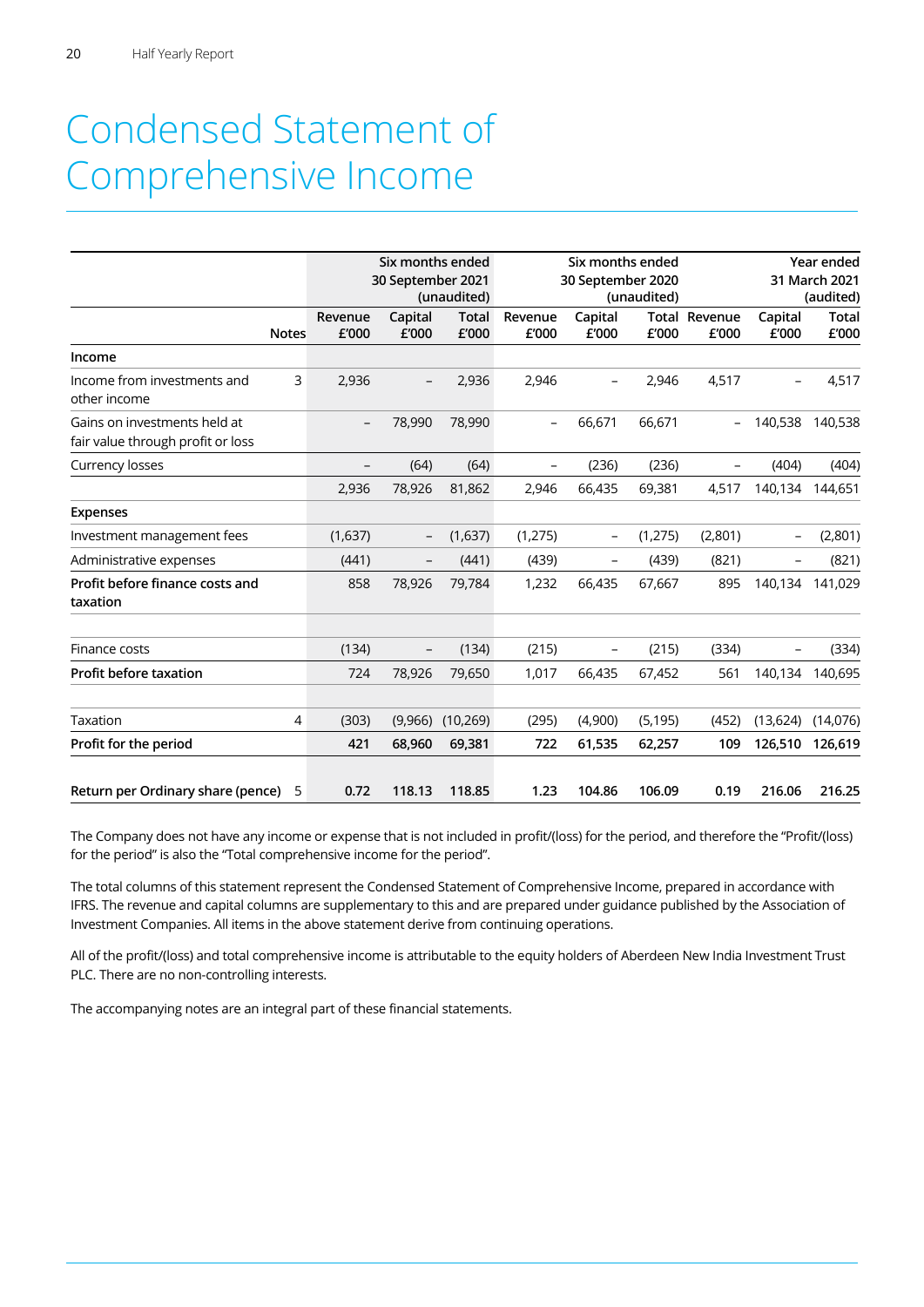# Condensed Statement of Comprehensive Income

| | Notes | Six months ended 30 September 2021 (unaudited) | | | Six months ended 30 September 2020 (unaudited) | | | Year ended 31 March 2021 (audited) | | |
|---|---|---|---|---|---|---|---|---|---|---|
| | | Revenue £'000 | Capital £'000 | Total £'000 | Revenue £'000 | Capital £'000 | Total £'000 | Revenue £'000 | Capital £'000 | Total £'000 |
| **Income** | | | | | | | | | | |
| Income from investments and other income | 3 | 2,936 | – | 2,936 | 2,946 | – | 2,946 | 4,517 | – | 4,517 |
| Gains on investments held at fair value through profit or loss | | – | 78,990 | 78,990 | – | 66,671 | 66,671 | – | 140,538 | 140,538 |
| Currency losses | | – | (64) | (64) | – | (236) | (236) | – | (404) | (404) |
| | | 2,936 | 78,926 | 81,862 | 2,946 | 66,435 | 69,381 | 4,517 | 140,134 | 144,651 |
| **Expenses** | | | | | | | | | | |
| Investment management fees | | (1,637) | – | (1,637) | (1,275) | – | (1,275) | (2,801) | – | (2,801) |
| Administrative expenses | | (441) | – | (441) | (439) | – | (439) | (821) | – | (821) |
| **Profit before finance costs and taxation** | | 858 | 78,926 | 79,784 | 1,232 | 66,435 | 67,667 | 895 | 140,134 | 141,029 |
| Finance costs | | (134) | – | (134) | (215) | – | (215) | (334) | – | (334) |
| **Profit before taxation** | | 724 | 78,926 | 79,650 | 1,017 | 66,435 | 67,452 | 561 | 140,134 | 140,695 |
| Taxation | 4 | (303) | (9,966) | (10,269) | (295) | (4,900) | (5,195) | (452) | (13,624) | (14,076) |
| **Profit for the period** | | **421** | **68,960** | **69,381** | **722** | **61,535** | **62,257** | **109** | **126,510** | **126,619** |
| **Return per Ordinary share (pence)** | 5 | **0.72** | **118.13** | **118.85** | **1.23** | **104.86** | **106.09** | **0.19** | **216.06** | **216.25** |

The Company does not have any income or expense that is not included in profit/(loss) for the period, and therefore the "Profit/(loss) for the period" is also the "Total comprehensive income for the period".

The total columns of this statement represent the Condensed Statement of Comprehensive Income, prepared in accordance with IFRS. The revenue and capital columns are supplementary to this and are prepared under guidance published by the Association of Investment Companies. All items in the above statement derive from continuing operations.

All of the profit/(loss) and total comprehensive income is attributable to the equity holders of Aberdeen New India Investment Trust PLC. There are no non-controlling interests.

The accompanying notes are an integral part of these financial statements.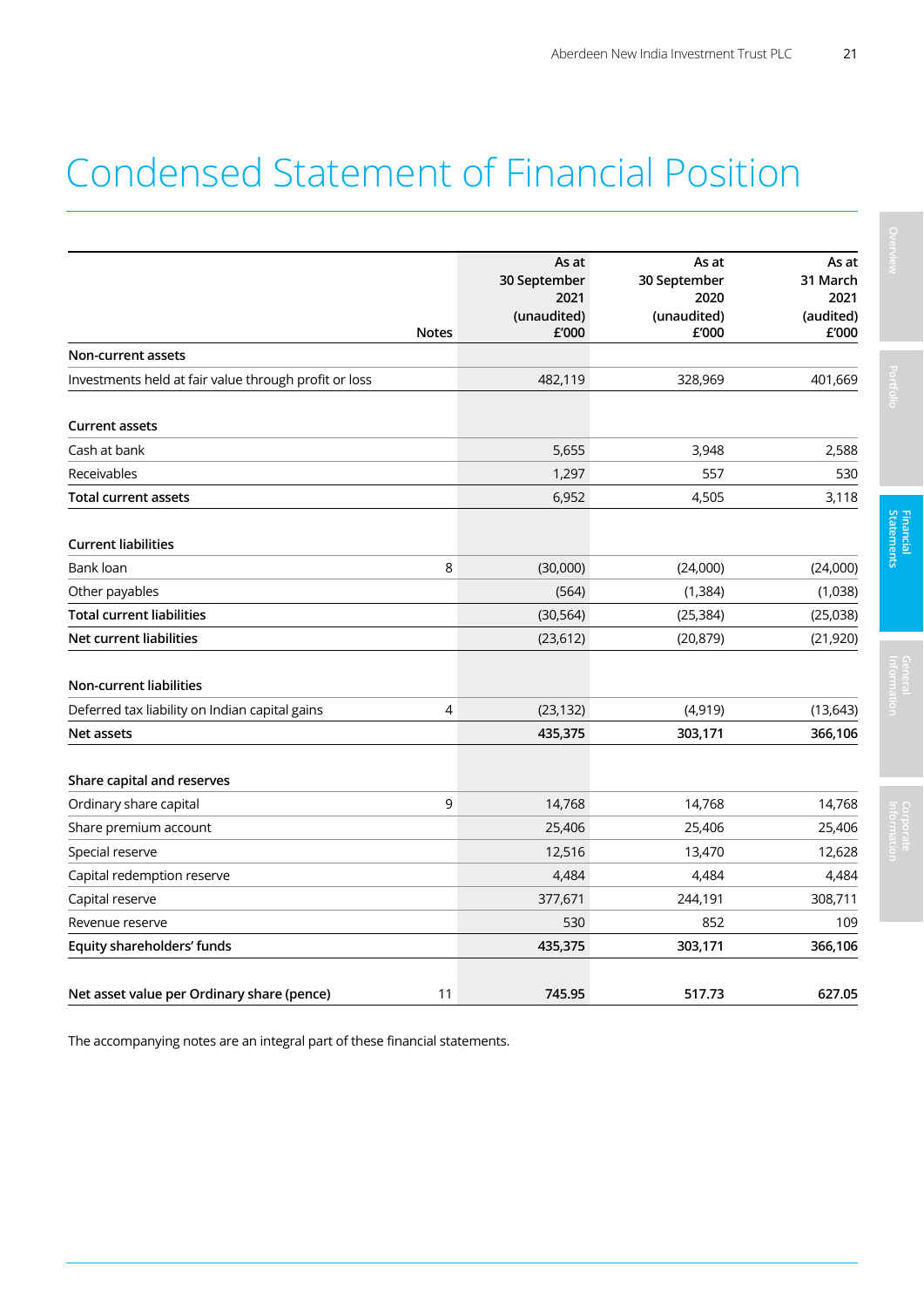# Condensed Statement of Financial Position

| | Notes | As at 30 September 2021 (unaudited) £'000 | As at 30 September 2020 (unaudited) £'000 | As at 31 March 2021 (audited) £'000 |
|---|---|---|---|---|
| **Non-current assets** | | | | |
| Investments held at fair value through profit or loss | | 482,119 | 328,969 | 401,669 |
| | | | | |
| **Current assets** | | | | |
| Cash at bank | | 5,655 | 3,948 | 2,588 |
| Receivables | | 1,297 | 557 | 530 |
| **Total current assets** | | 6,952 | 4,505 | 3,118 |
| | | | | |
| **Current liabilities** | | | | |
| Bank loan | 8 | (30,000) | (24,000) | (24,000) |
| Other payables | | (564) | (1,384) | (1,038) |
| **Total current liabilities** | | (30,564) | (25,384) | (25,038) |
| **Net current liabilities** | | (23,612) | (20,879) | (21,920) |
| | | | | |
| **Non-current liabilities** | | | | |
| Deferred tax liability on Indian capital gains | 4 | (23,132) | (4,919) | (13,643) |
| **Net assets** | | 435,375 | 303,171 | 366,106 |
| | | | | |
| **Share capital and reserves** | | | | |
| Ordinary share capital | 9 | 14,768 | 14,768 | 14,768 |
| Share premium account | | 25,406 | 25,406 | 25,406 |
| Special reserve | | 12,516 | 13,470 | 12,628 |
| Capital redemption reserve | | 4,484 | 4,484 | 4,484 |
| Capital reserve | | 377,671 | 244,191 | 308,711 |
| Revenue reserve | | 530 | 852 | 109 |
| **Equity shareholders' funds** | | 435,375 | 303,171 | 366,106 |
| | | | | |
| **Net asset value per Ordinary share (pence)** | 11 | 745.95 | 517.73 | 627.05 |

The accompanying notes are an integral part of these financial statements.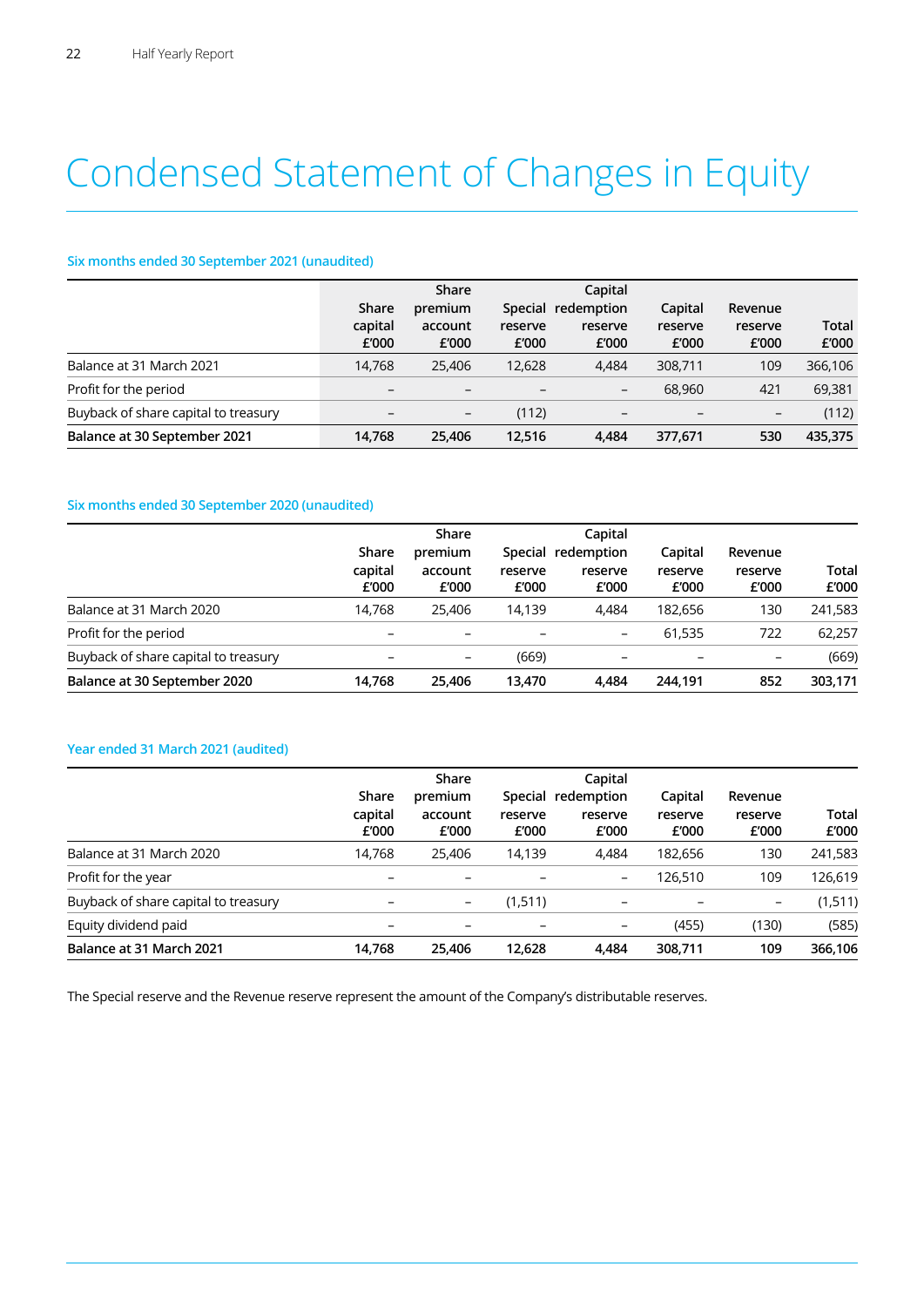# Condensed Statement of Changes in Equity

### Six months ended 30 September 2021 (unaudited)

| | Share capital £'000 | Share premium account £'000 | Special reserve £'000 | Capital redemption reserve £'000 | Capital reserve £'000 | Revenue reserve £'000 | Total £'000 |
|---|---|---|---|---|---|---|---|
| Balance at 31 March 2021 | 14,768 | 25,406 | 12,628 | 4,484 | 308,711 | 109 | 366,106 |
| Profit for the period | – | – | – | – | 68,960 | 421 | 69,381 |
| Buyback of share capital to treasury | – | – | (112) | – | – | – | (112) |
| **Balance at 30 September 2021** | **14,768** | **25,406** | **12,516** | **4,484** | **377,671** | **530** | **435,375** |

### Six months ended 30 September 2020 (unaudited)

| | Share capital £'000 | Share premium account £'000 | Special reserve £'000 | Capital redemption reserve £'000 | Capital reserve £'000 | Revenue reserve £'000 | Total £'000 |
|---|---|---|---|---|---|---|---|
| Balance at 31 March 2020 | 14,768 | 25,406 | 14,139 | 4,484 | 182,656 | 130 | 241,583 |
| Profit for the period | – | – | – | – | 61,535 | 722 | 62,257 |
| Buyback of share capital to treasury | – | – | (669) | – | – | – | (669) |
| **Balance at 30 September 2020** | **14,768** | **25,406** | **13,470** | **4,484** | **244,191** | **852** | **303,171** |

### Year ended 31 March 2021 (audited)

| | Share capital £'000 | Share premium account £'000 | Special reserve £'000 | Capital redemption reserve £'000 | Capital reserve £'000 | Revenue reserve £'000 | Total £'000 |
|---|---|---|---|---|---|---|---|
| Balance at 31 March 2020 | 14,768 | 25,406 | 14,139 | 4,484 | 182,656 | 130 | 241,583 |
| Profit for the year | – | – | – | – | 126,510 | 109 | 126,619 |
| Buyback of share capital to treasury | – | – | (1,511) | – | – | – | (1,511) |
| Equity dividend paid | – | – | – | – | (455) | (130) | (585) |
| **Balance at 31 March 2021** | **14,768** | **25,406** | **12,628** | **4,484** | **308,711** | **109** | **366,106** |

The Special reserve and the Revenue reserve represent the amount of the Company's distributable reserves.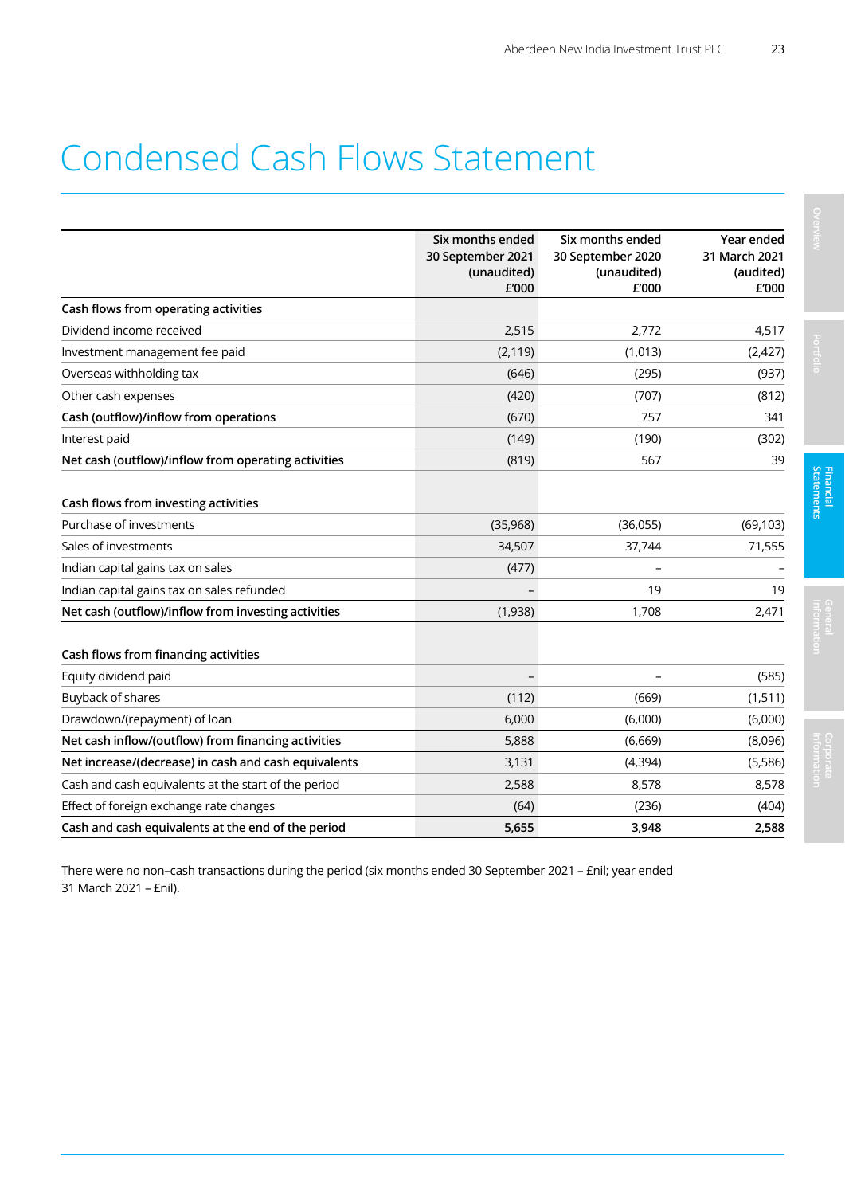# Condensed Cash Flows Statement

| | Six months ended 30 September 2021 (unaudited) £'000 | Six months ended 30 September 2020 (unaudited) £'000 | Year ended 31 March 2021 (audited) £'000 |
|---|---|---|---|
| **Cash flows from operating activities** | | | |
| Dividend income received | 2,515 | 2,772 | 4,517 |
| Investment management fee paid | (2,119) | (1,013) | (2,427) |
| Overseas withholding tax | (646) | (295) | (937) |
| Other cash expenses | (420) | (707) | (812) |
| **Cash (outflow)/inflow from operations** | (670) | 757 | 341 |
| Interest paid | (149) | (190) | (302) |
| **Net cash (outflow)/inflow from operating activities** | (819) | 567 | 39 |
| | | | |
| **Cash flows from investing activities** | | | |
| Purchase of investments | (35,968) | (36,055) | (69,103) |
| Sales of investments | 34,507 | 37,744 | 71,555 |
| Indian capital gains tax on sales | (477) | – | – |
| Indian capital gains tax on sales refunded | – | 19 | 19 |
| **Net cash (outflow)/inflow from investing activities** | (1,938) | 1,708 | 2,471 |
| | | | |
| **Cash flows from financing activities** | | | |
| Equity dividend paid | – | – | (585) |
| Buyback of shares | (112) | (669) | (1,511) |
| Drawdown/(repayment) of loan | 6,000 | (6,000) | (6,000) |
| **Net cash inflow/(outflow) from financing activities** | 5,888 | (6,669) | (8,096) |
| **Net increase/(decrease) in cash and cash equivalents** | 3,131 | (4,394) | (5,586) |
| Cash and cash equivalents at the start of the period | 2,588 | 8,578 | 8,578 |
| Effect of foreign exchange rate changes | (64) | (236) | (404) |
| **Cash and cash equivalents at the end of the period** | 5,655 | 3,948 | 2,588 |

There were no non–cash transactions during the period (six months ended 30 September 2021 – £nil; year ended 31 March 2021 – £nil).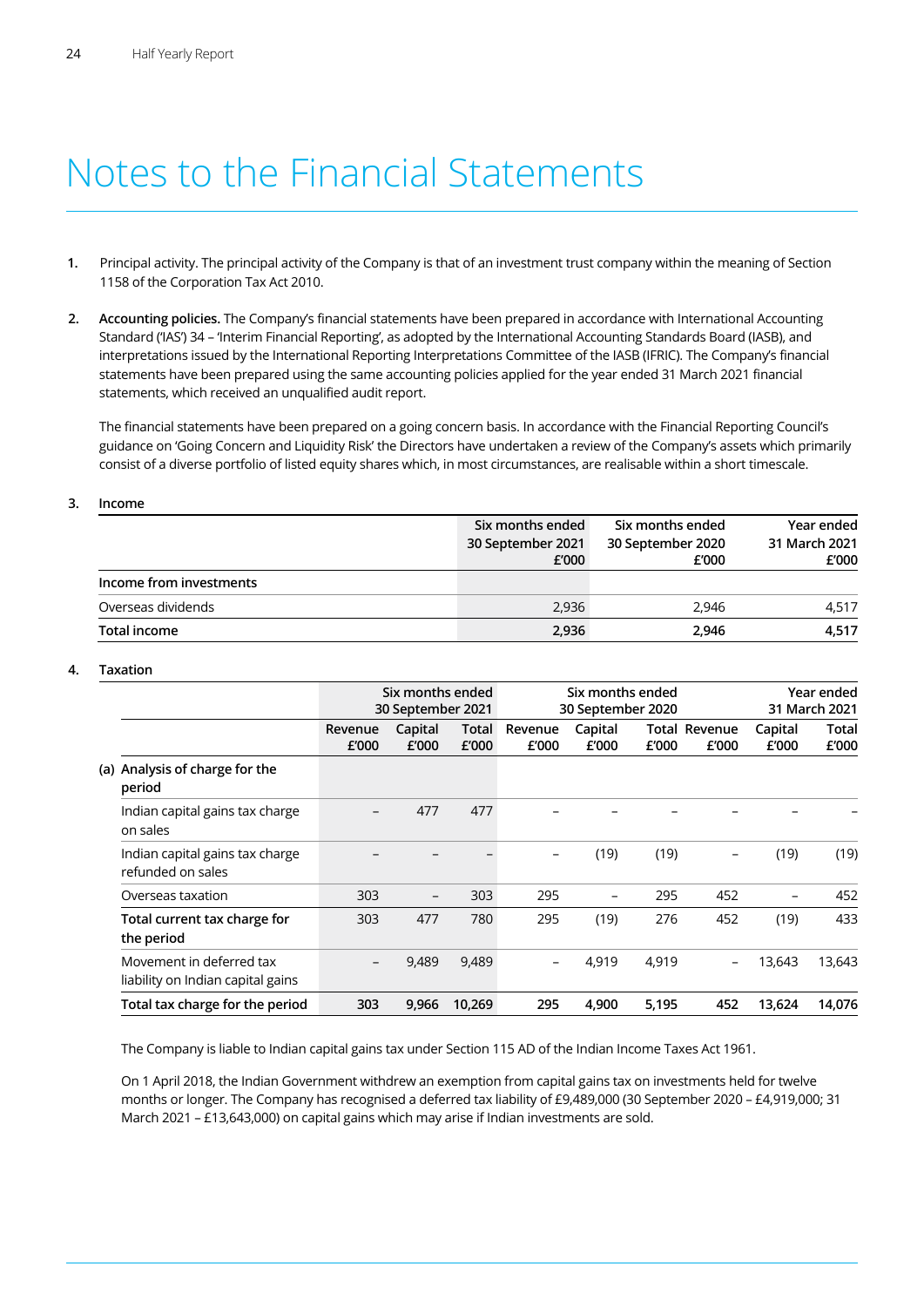# Notes to the Financial Statements

1. Principal activity. The principal activity of the Company is that of an investment trust company within the meaning of Section 1158 of the Corporation Tax Act 2010.

2. **Accounting policies.** The Company's financial statements have been prepared in accordance with International Accounting Standard ('IAS') 34 – 'Interim Financial Reporting', as adopted by the International Accounting Standards Board (IASB), and interpretations issued by the International Reporting Interpretations Committee of the IASB (IFRIC). The Company's financial statements have been prepared using the same accounting policies applied for the year ended 31 March 2021 financial statements, which received an unqualified audit report.

   The financial statements have been prepared on a going concern basis. In accordance with the Financial Reporting Council's guidance on 'Going Concern and Liquidity Risk' the Directors have undertaken a review of the Company's assets which primarily consist of a diverse portfolio of listed equity shares which, in most circumstances, are realisable within a short timescale.

3. **Income**

| | Six months ended 30 September 2021 £'000 | Six months ended 30 September 2020 £'000 | Year ended 31 March 2021 £'000 |
|---|---|---|---|
| **Income from investments** | | | |
| Overseas dividends | 2,936 | 2,946 | 4,517 |
| **Total income** | **2,936** | **2,946** | **4,517** |

4. **Taxation**

| | Six months ended 30 September 2021 | | | Six months ended 30 September 2020 | | | Year ended 31 March 2021 | | |
|---|---|---|---|---|---|---|---|---|---|
| | Revenue £'000 | Capital £'000 | Total £'000 | Revenue £'000 | Capital £'000 | Total £'000 | Revenue £'000 | Capital £'000 | Total £'000 |
| (a) **Analysis of charge for the period** | | | | | | | | | |
| Indian capital gains tax charge on sales | – | 477 | 477 | – | – | – | – | – | – |
| Indian capital gains tax charge refunded on sales | – | – | – | – | (19) | (19) | – | (19) | (19) |
| Overseas taxation | 303 | – | 303 | 295 | – | 295 | 452 | – | 452 |
| **Total current tax charge for the period** | 303 | 477 | 780 | 295 | (19) | 276 | 452 | (19) | 433 |
| Movement in deferred tax liability on Indian capital gains | – | 9,489 | 9,489 | – | 4,919 | 4,919 | – | 13,643 | 13,643 |
| **Total tax charge for the period** | **303** | **9,966** | **10,269** | **295** | **4,900** | **5,195** | **452** | **13,624** | **14,076** |

The Company is liable to Indian capital gains tax under Section 115 AD of the Indian Income Taxes Act 1961.

On 1 April 2018, the Indian Government withdrew an exemption from capital gains tax on investments held for twelve months or longer. The Company has recognised a deferred tax liability of £9,489,000 (30 September 2020 – £4,919,000; 31 March 2021 – £13,643,000) on capital gains which may arise if Indian investments are sold.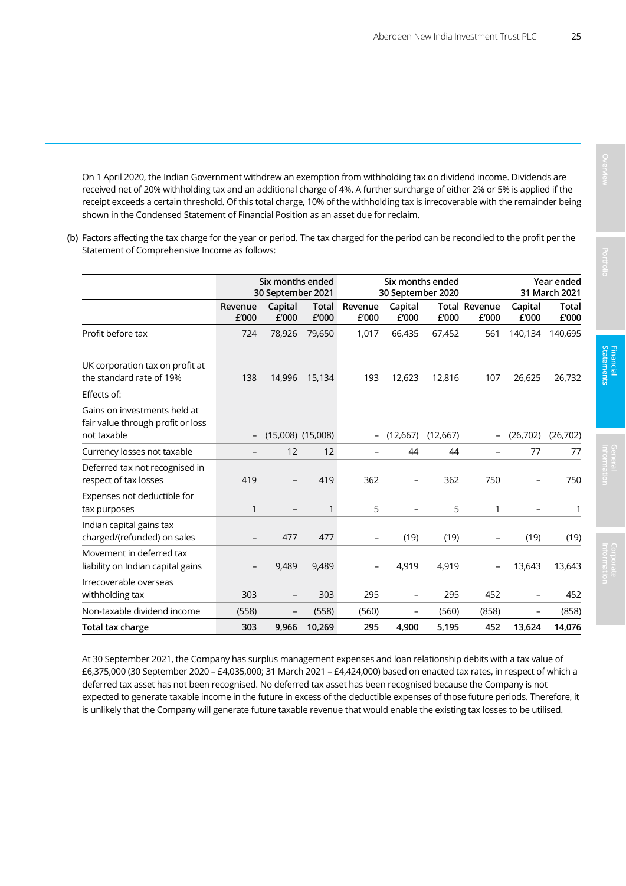On 1 April 2020, the Indian Government withdrew an exemption from withholding tax on dividend income. Dividends are received net of 20% withholding tax and an additional charge of 4%. A further surcharge of either 2% or 5% is applied if the receipt exceeds a certain threshold. Of this total charge, 10% of the withholding tax is irrecoverable with the remainder being shown in the Condensed Statement of Financial Position as an asset due for reclaim.

**(b)** Factors affecting the tax charge for the year or period. The tax charged for the period can be reconciled to the profit per the Statement of Comprehensive Income as follows:

| | Six months ended 30 September 2021 | | | Six months ended 30 September 2020 | | | Year ended 31 March 2021 | | |
|---|---|---|---|---|---|---|---|---|---|
| | Revenue £'000 | Capital £'000 | Total £'000 | Revenue £'000 | Capital £'000 | Total £'000 | Revenue £'000 | Capital £'000 | Total £'000 |
| Profit before tax | 724 | 78,926 | 79,650 | 1,017 | 66,435 | 67,452 | 561 | 140,134 | 140,695 |
| UK corporation tax on profit at the standard rate of 19% | 138 | 14,996 | 15,134 | 193 | 12,623 | 12,816 | 107 | 26,625 | 26,732 |
| Effects of: | | | | | | | | | |
| Gains on investments held at fair value through profit or loss not taxable | – | (15,008) | (15,008) | – | (12,667) | (12,667) | – | (26,702) | (26,702) |
| Currency losses not taxable | – | 12 | 12 | – | 44 | 44 | – | 77 | 77 |
| Deferred tax not recognised in respect of tax losses | 419 | – | 419 | 362 | – | 362 | 750 | – | 750 |
| Expenses not deductible for tax purposes | 1 | – | 1 | 5 | – | 5 | 1 | – | 1 |
| Indian capital gains tax charged/(refunded) on sales | – | 477 | 477 | – | (19) | (19) | – | (19) | (19) |
| Movement in deferred tax liability on Indian capital gains | – | 9,489 | 9,489 | – | 4,919 | 4,919 | – | 13,643 | 13,643 |
| Irrecoverable overseas withholding tax | 303 | – | 303 | 295 | – | 295 | 452 | – | 452 |
| Non-taxable dividend income | (558) | – | (558) | (560) | – | (560) | (858) | – | (858) |
| **Total tax charge** | **303** | **9,966** | **10,269** | **295** | **4,900** | **5,195** | **452** | **13,624** | **14,076** |

At 30 September 2021, the Company has surplus management expenses and loan relationship debits with a tax value of £6,375,000 (30 September 2020 – £4,035,000; 31 March 2021 – £4,424,000) based on enacted tax rates, in respect of which a deferred tax asset has not been recognised. No deferred tax asset has been recognised because the Company is not expected to generate taxable income in the future in excess of the deductible expenses of those future periods. Therefore, it is unlikely that the Company will generate future taxable revenue that would enable the existing tax losses to be utilised.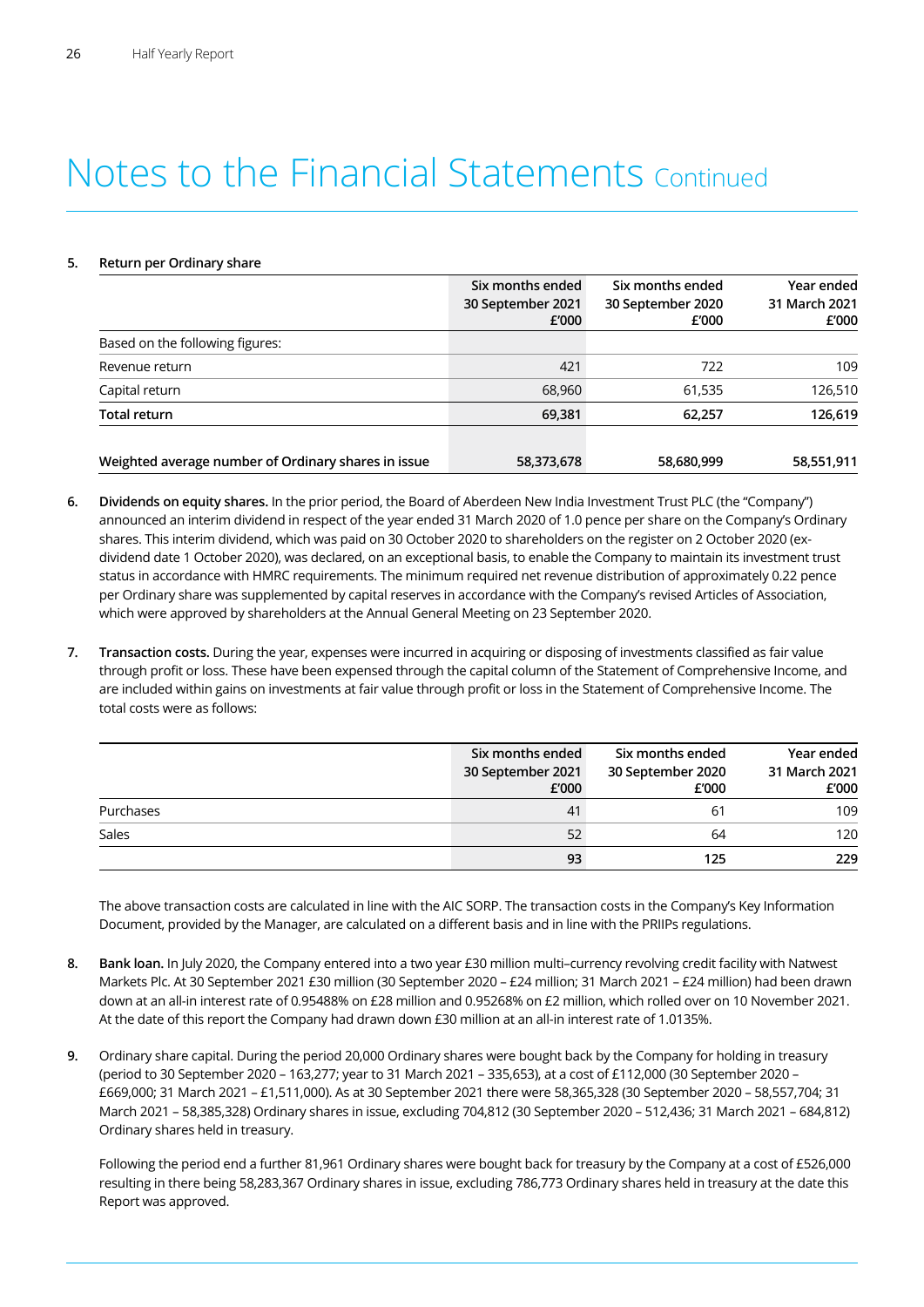# Notes to the Financial Statements Continued

**5. Return per Ordinary share**

| | Six months ended 30 September 2021 £'000 | Six months ended 30 September 2020 £'000 | Year ended 31 March 2021 £'000 |
|---|---|---|---|
| Based on the following figures: | | | |
| Revenue return | 421 | 722 | 109 |
| Capital return | 68,960 | 61,535 | 126,510 |
| **Total return** | **69,381** | **62,257** | **126,619** |
| **Weighted average number of Ordinary shares in issue** | **58,373,678** | **58,680,999** | **58,551,911** |

**6. Dividends on equity shares.** In the prior period, the Board of Aberdeen New India Investment Trust PLC (the "Company") announced an interim dividend in respect of the year ended 31 March 2020 of 1.0 pence per share on the Company's Ordinary shares. This interim dividend, which was paid on 30 October 2020 to shareholders on the register on 2 October 2020 (ex-dividend date 1 October 2020), was declared, on an exceptional basis, to enable the Company to maintain its investment trust status in accordance with HMRC requirements. The minimum required net revenue distribution of approximately 0.22 pence per Ordinary share was supplemented by capital reserves in accordance with the Company's revised Articles of Association, which were approved by shareholders at the Annual General Meeting on 23 September 2020.

**7. Transaction costs.** During the year, expenses were incurred in acquiring or disposing of investments classified as fair value through profit or loss. These have been expensed through the capital column of the Statement of Comprehensive Income, and are included within gains on investments at fair value through profit or loss in the Statement of Comprehensive Income. The total costs were as follows:

| | Six months ended 30 September 2021 £'000 | Six months ended 30 September 2020 £'000 | Year ended 31 March 2021 £'000 |
|---|---|---|---|
| Purchases | 41 | 61 | 109 |
| Sales | 52 | 64 | 120 |
| | **93** | **125** | **229** |

The above transaction costs are calculated in line with the AIC SORP. The transaction costs in the Company's Key Information Document, provided by the Manager, are calculated on a different basis and in line with the PRIIPs regulations.

**8. Bank loan.** In July 2020, the Company entered into a two year £30 million multi–currency revolving credit facility with Natwest Markets Plc. At 30 September 2021 £30 million (30 September 2020 – £24 million; 31 March 2021 – £24 million) had been drawn down at an all-in interest rate of 0.95488% on £28 million and 0.95268% on £2 million, which rolled over on 10 November 2021. At the date of this report the Company had drawn down £30 million at an all-in interest rate of 1.0135%.

**9.** Ordinary share capital. During the period 20,000 Ordinary shares were bought back by the Company for holding in treasury (period to 30 September 2020 – 163,277; year to 31 March 2021 – 335,653), at a cost of £112,000 (30 September 2020 – £669,000; 31 March 2021 – £1,511,000). As at 30 September 2021 there were 58,365,328 (30 September 2020 – 58,557,704; 31 March 2021 – 58,385,328) Ordinary shares in issue, excluding 704,812 (30 September 2020 – 512,436; 31 March 2021 – 684,812) Ordinary shares held in treasury.

Following the period end a further 81,961 Ordinary shares were bought back for treasury by the Company at a cost of £526,000 resulting in there being 58,283,367 Ordinary shares in issue, excluding 786,773 Ordinary shares held in treasury at the date this Report was approved.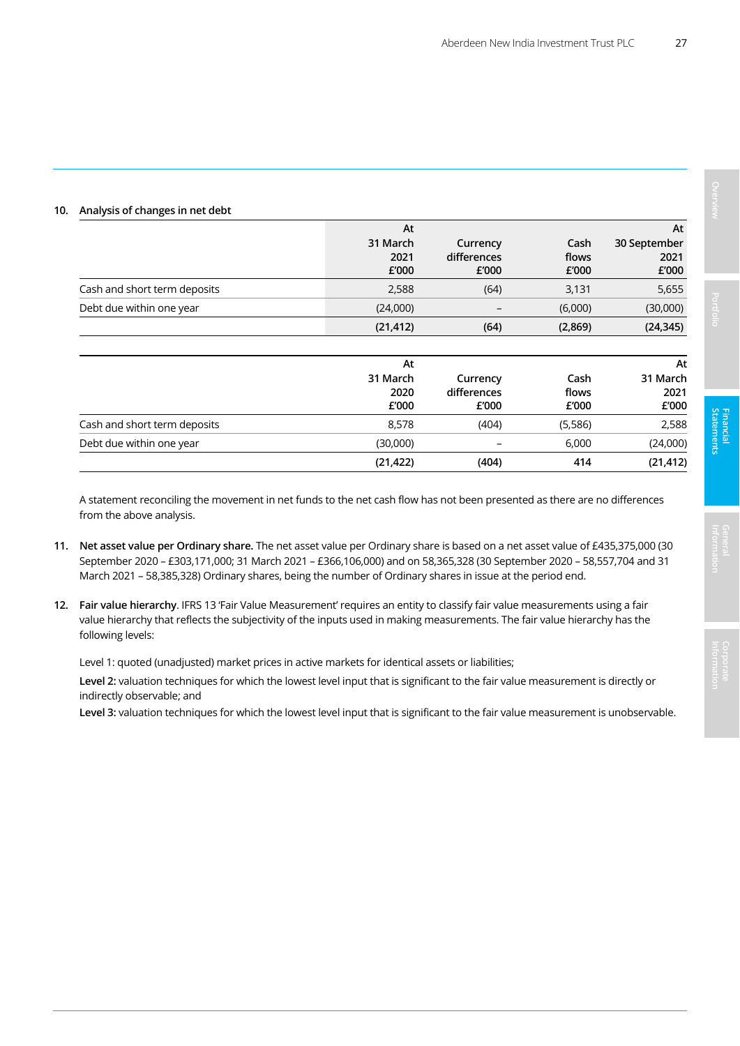**10. Analysis of changes in net debt**

| | At 31 March 2021 £'000 | Currency differences £'000 | Cash flows £'000 | At 30 September 2021 £'000 |
|---|---|---|---|---|
| Cash and short term deposits | 2,588 | (64) | 3,131 | 5,655 |
| Debt due within one year | (24,000) | – | (6,000) | (30,000) |
| | **(21,412)** | **(64)** | **(2,869)** | **(24,345)** |

| | At 31 March 2020 £'000 | Currency differences £'000 | Cash flows £'000 | At 31 March 2021 £'000 |
|---|---|---|---|---|
| Cash and short term deposits | 8,578 | (404) | (5,586) | 2,588 |
| Debt due within one year | (30,000) | – | 6,000 | (24,000) |
| | **(21,422)** | **(404)** | **414** | **(21,412)** |

A statement reconciling the movement in net funds to the net cash flow has not been presented as there are no differences from the above analysis.

**11. Net asset value per Ordinary share.** The net asset value per Ordinary share is based on a net asset value of £435,375,000 (30 September 2020 – £303,171,000; 31 March 2021 – £366,106,000) and on 58,365,328 (30 September 2020 – 58,557,704 and 31 March 2021 – 58,385,328) Ordinary shares, being the number of Ordinary shares in issue at the period end.

**12. Fair value hierarchy**. IFRS 13 'Fair Value Measurement' requires an entity to classify fair value measurements using a fair value hierarchy that reflects the subjectivity of the inputs used in making measurements. The fair value hierarchy has the following levels:

Level 1: quoted (unadjusted) market prices in active markets for identical assets or liabilities;

**Level 2:** valuation techniques for which the lowest level input that is significant to the fair value measurement is directly or indirectly observable; and

**Level 3:** valuation techniques for which the lowest level input that is significant to the fair value measurement is unobservable.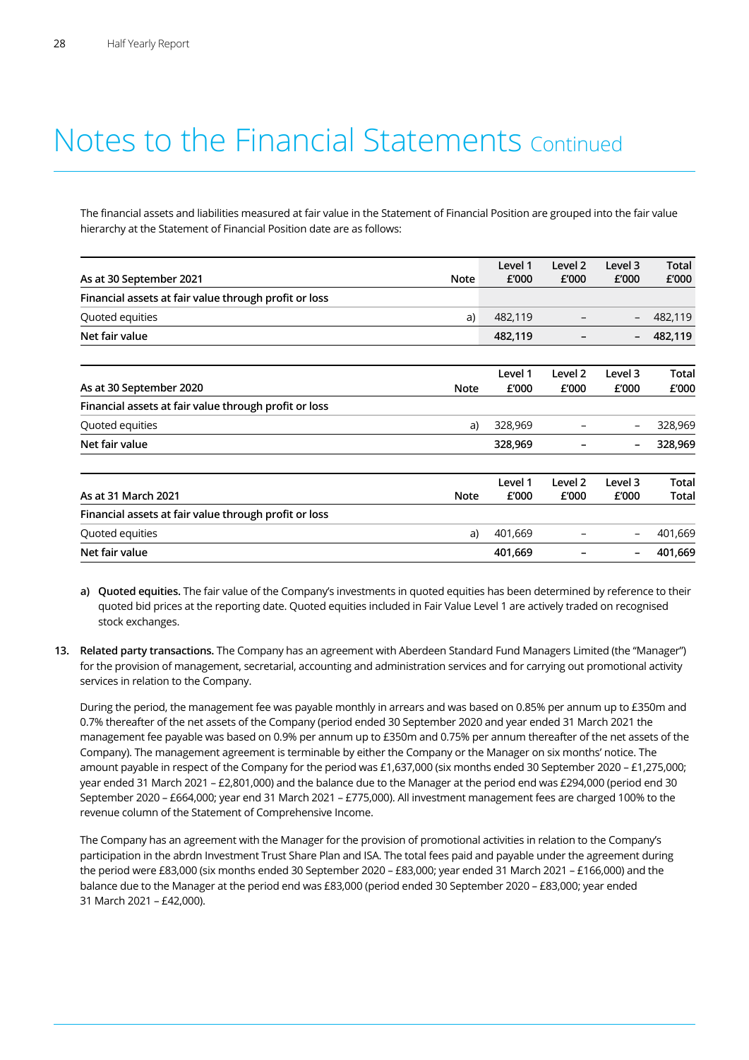# Notes to the Financial Statements Continued

The financial assets and liabilities measured at fair value in the Statement of Financial Position are grouped into the fair value hierarchy at the Statement of Financial Position date are as follows:

| As at 30 September 2021 | Note | Level 1 £'000 | Level 2 £'000 | Level 3 £'000 | Total £'000 |
|---|---|---|---|---|---|
| **Financial assets at fair value through profit or loss** | | | | | |
| Quoted equities | a) | 482,119 | – | – | 482,119 |
| **Net fair value** | | **482,119** | **–** | **–** | **482,119** |

| As at 30 September 2020 | Note | Level 1 £'000 | Level 2 £'000 | Level 3 £'000 | Total £'000 |
|---|---|---|---|---|---|
| **Financial assets at fair value through profit or loss** | | | | | |
| Quoted equities | a) | 328,969 | – | – | 328,969 |
| **Net fair value** | | **328,969** | **–** | **–** | **328,969** |

| As at 31 March 2021 | Note | Level 1 £'000 | Level 2 £'000 | Level 3 £'000 | Total Total |
|---|---|---|---|---|---|
| **Financial assets at fair value through profit or loss** | | | | | |
| Quoted equities | a) | 401,669 | – | – | 401,669 |
| **Net fair value** | | **401,669** | **–** | **–** | **401,669** |

a) **Quoted equities.** The fair value of the Company's investments in quoted equities has been determined by reference to their quoted bid prices at the reporting date. Quoted equities included in Fair Value Level 1 are actively traded on recognised stock exchanges.

13. **Related party transactions.** The Company has an agreement with Aberdeen Standard Fund Managers Limited (the "Manager") for the provision of management, secretarial, accounting and administration services and for carrying out promotional activity services in relation to the Company.

During the period, the management fee was payable monthly in arrears and was based on 0.85% per annum up to £350m and 0.7% thereafter of the net assets of the Company (period ended 30 September 2020 and year ended 31 March 2021 the management fee payable was based on 0.9% per annum up to £350m and 0.75% per annum thereafter of the net assets of the Company). The management agreement is terminable by either the Company or the Manager on six months' notice. The amount payable in respect of the Company for the period was £1,637,000 (six months ended 30 September 2020 – £1,275,000; year ended 31 March 2021 – £2,801,000) and the balance due to the Manager at the period end was £294,000 (period end 30 September 2020 – £664,000; year end 31 March 2021 – £775,000). All investment management fees are charged 100% to the revenue column of the Statement of Comprehensive Income.

The Company has an agreement with the Manager for the provision of promotional activities in relation to the Company's participation in the abrdn Investment Trust Share Plan and ISA. The total fees paid and payable under the agreement during the period were £83,000 (six months ended 30 September 2020 – £83,000; year ended 31 March 2021 – £166,000) and the balance due to the Manager at the period end was £83,000 (period ended 30 September 2020 – £83,000; year ended 31 March 2021 – £42,000).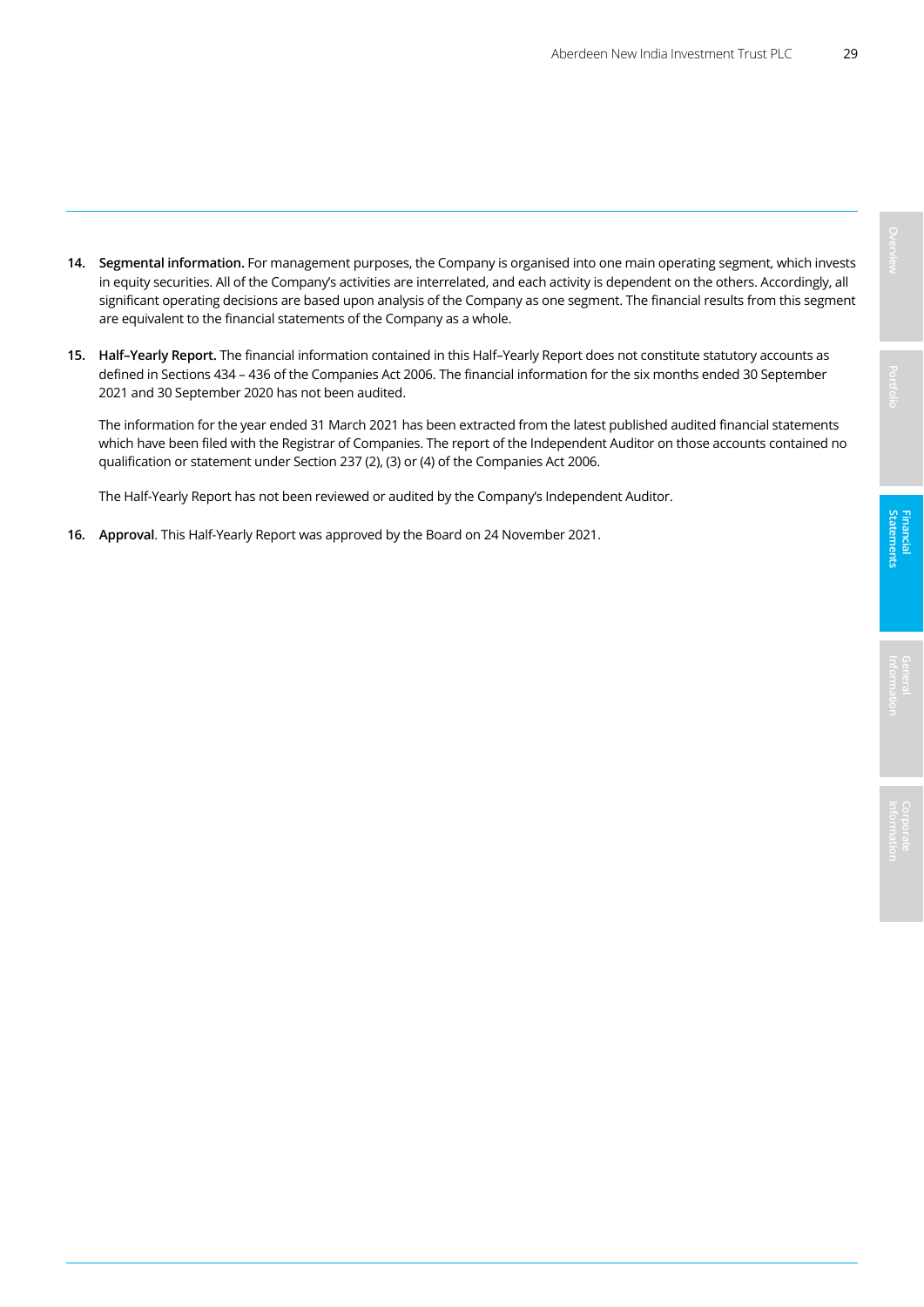14. **Segmental information.** For management purposes, the Company is organised into one main operating segment, which invests in equity securities. All of the Company's activities are interrelated, and each activity is dependent on the others. Accordingly, all significant operating decisions are based upon analysis of the Company as one segment. The financial results from this segment are equivalent to the financial statements of the Company as a whole.

15. **Half–Yearly Report.** The financial information contained in this Half–Yearly Report does not constitute statutory accounts as defined in Sections 434 – 436 of the Companies Act 2006. The financial information for the six months ended 30 September 2021 and 30 September 2020 has not been audited.

    The information for the year ended 31 March 2021 has been extracted from the latest published audited financial statements which have been filed with the Registrar of Companies. The report of the Independent Auditor on those accounts contained no qualification or statement under Section 237 (2), (3) or (4) of the Companies Act 2006.

    The Half-Yearly Report has not been reviewed or audited by the Company's Independent Auditor.

16. **Approval**. This Half-Yearly Report was approved by the Board on 24 November 2021.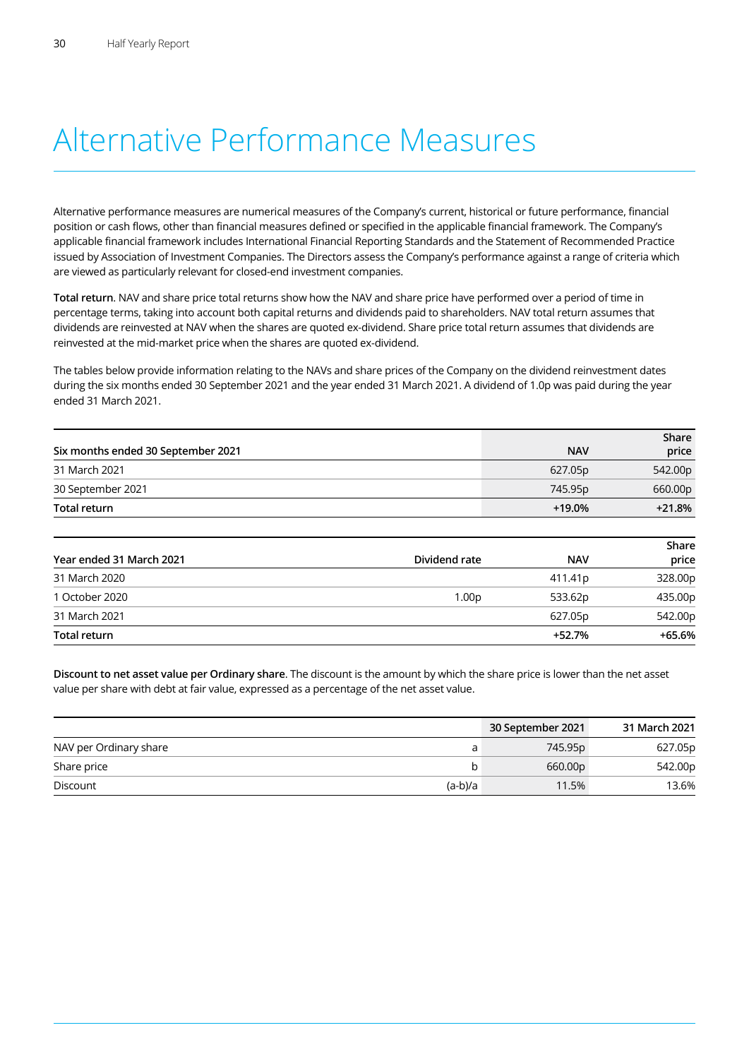# Alternative Performance Measures

Alternative performance measures are numerical measures of the Company's current, historical or future performance, financial position or cash flows, other than financial measures defined or specified in the applicable financial framework. The Company's applicable financial framework includes International Financial Reporting Standards and the Statement of Recommended Practice issued by Association of Investment Companies. The Directors assess the Company's performance against a range of criteria which are viewed as particularly relevant for closed-end investment companies.

**Total return**. NAV and share price total returns show how the NAV and share price have performed over a period of time in percentage terms, taking into account both capital returns and dividends paid to shareholders. NAV total return assumes that dividends are reinvested at NAV when the shares are quoted ex-dividend. Share price total return assumes that dividends are reinvested at the mid-market price when the shares are quoted ex-dividend.

The tables below provide information relating to the NAVs and share prices of the Company on the dividend reinvestment dates during the six months ended 30 September 2021 and the year ended 31 March 2021. A dividend of 1.0p was paid during the year ended 31 March 2021.

| Six months ended 30 September 2021 | NAV | Share price |
|---|---|---|
| 31 March 2021 | 627.05p | 542.00p |
| 30 September 2021 | 745.95p | 660.00p |
| **Total return** | **+19.0%** | **+21.8%** |

| Year ended 31 March 2021 | Dividend rate | NAV | Share price |
|---|---|---|---|
| 31 March 2020 | | 411.41p | 328.00p |
| 1 October 2020 | 1.00p | 533.62p | 435.00p |
| 31 March 2021 | | 627.05p | 542.00p |
| **Total return** | | **+52.7%** | **+65.6%** |

**Discount to net asset value per Ordinary share**. The discount is the amount by which the share price is lower than the net asset value per share with debt at fair value, expressed as a percentage of the net asset value.

| | | 30 September 2021 | 31 March 2021 |
|---|---|---|---|
| NAV per Ordinary share | a | 745.95p | 627.05p |
| Share price | b | 660.00p | 542.00p |
| Discount | (a-b)/a | 11.5% | 13.6% |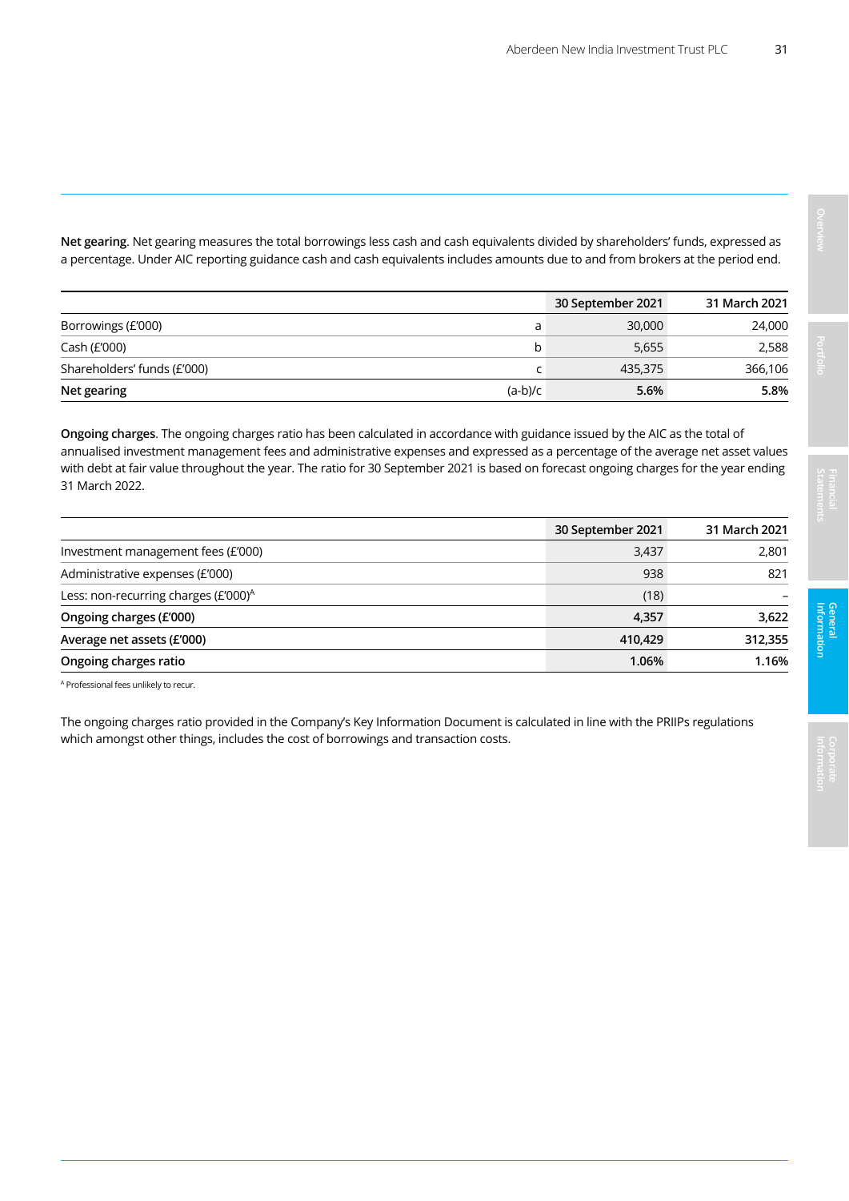**Net gearing**. Net gearing measures the total borrowings less cash and cash equivalents divided by shareholders' funds, expressed as a percentage. Under AIC reporting guidance cash and cash equivalents includes amounts due to and from brokers at the period end.

| | | 30 September 2021 | 31 March 2021 |
|---|---|---|---|
| Borrowings (£'000) | a | 30,000 | 24,000 |
| Cash (£'000) | b | 5,655 | 2,588 |
| Shareholders' funds (£'000) | c | 435,375 | 366,106 |
| **Net gearing** | (a-b)/c | **5.6%** | **5.8%** |

**Ongoing charges**. The ongoing charges ratio has been calculated in accordance with guidance issued by the AIC as the total of annualised investment management fees and administrative expenses and expressed as a percentage of the average net asset values with debt at fair value throughout the year. The ratio for 30 September 2021 is based on forecast ongoing charges for the year ending 31 March 2022.

| | 30 September 2021 | 31 March 2021 |
|---|---|---|
| Investment management fees (£'000) | 3,437 | 2,801 |
| Administrative expenses (£'000) | 938 | 821 |
| Less: non-recurring charges (£'000)[A] | (18) | – |
| **Ongoing charges (£'000)** | **4,357** | **3,622** |
| **Average net assets (£'000)** | **410,429** | **312,355** |
| **Ongoing charges ratio** | **1.06%** | **1.16%** |

[A] Professional fees unlikely to recur.

The ongoing charges ratio provided in the Company's Key Information Document is calculated in line with the PRIIPs regulations which amongst other things, includes the cost of borrowings and transaction costs.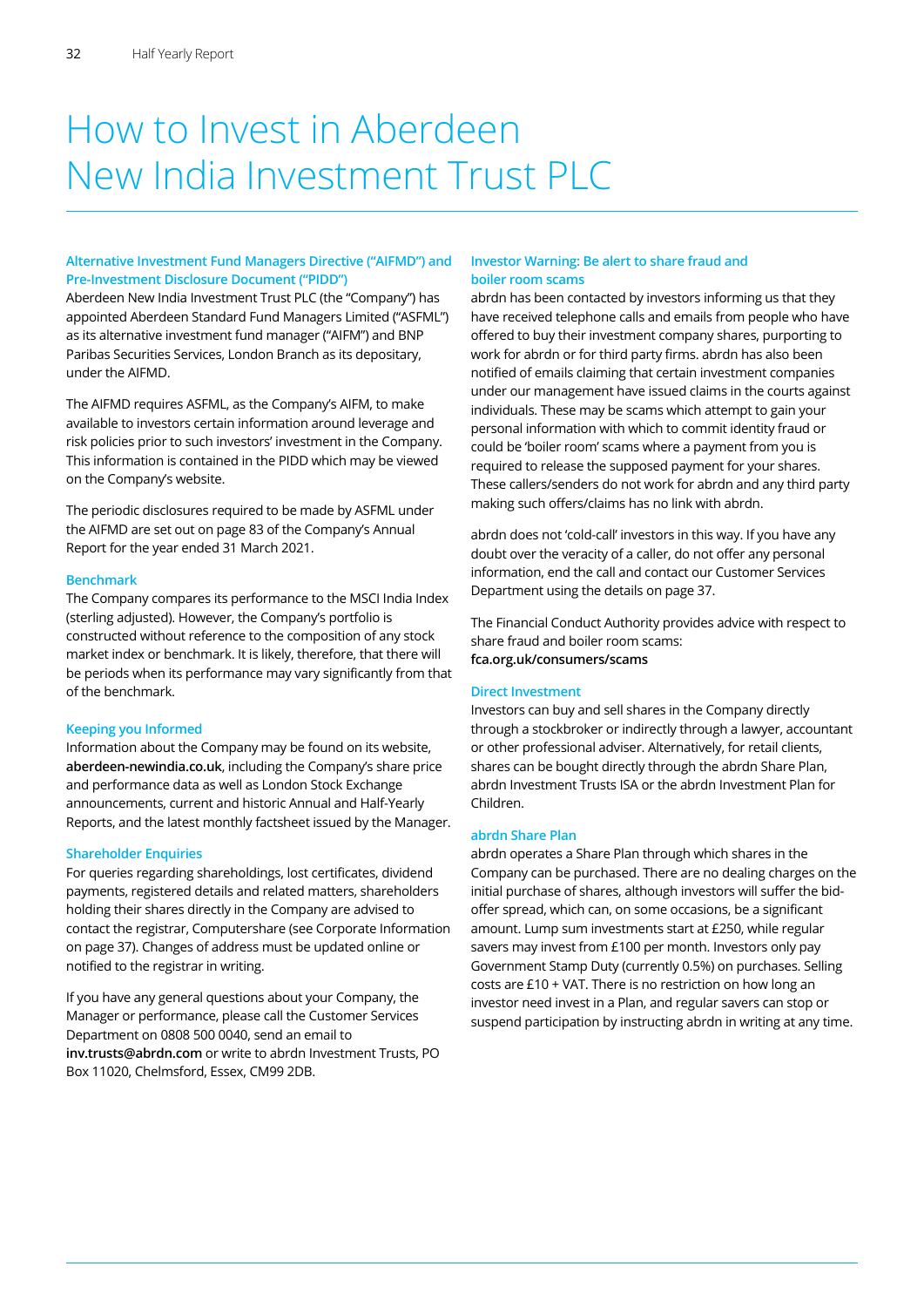# How to Invest in Aberdeen New India Investment Trust PLC

### Alternative Investment Fund Managers Directive ("AIFMD") and Pre-Investment Disclosure Document ("PIDD")

Aberdeen New India Investment Trust PLC (the "Company") has appointed Aberdeen Standard Fund Managers Limited ("ASFML") as its alternative investment fund manager ("AIFM") and BNP Paribas Securities Services, London Branch as its depositary, under the AIFMD.

The AIFMD requires ASFML, as the Company's AIFM, to make available to investors certain information around leverage and risk policies prior to such investors' investment in the Company. This information is contained in the PIDD which may be viewed on the Company's website.

The periodic disclosures required to be made by ASFML under the AIFMD are set out on page 83 of the Company's Annual Report for the year ended 31 March 2021.

### Benchmark

The Company compares its performance to the MSCI India Index (sterling adjusted). However, the Company's portfolio is constructed without reference to the composition of any stock market index or benchmark. It is likely, therefore, that there will be periods when its performance may vary significantly from that of the benchmark.

### Keeping you Informed

Information about the Company may be found on its website, **aberdeen-newindia.co.uk**, including the Company's share price and performance data as well as London Stock Exchange announcements, current and historic Annual and Half-Yearly Reports, and the latest monthly factsheet issued by the Manager.

### Shareholder Enquiries

For queries regarding shareholdings, lost certificates, dividend payments, registered details and related matters, shareholders holding their shares directly in the Company are advised to contact the registrar, Computershare (see Corporate Information on page 37). Changes of address must be updated online or notified to the registrar in writing.

If you have any general questions about your Company, the Manager or performance, please call the Customer Services Department on 0808 500 0040, send an email to **inv.trusts@abrdn.com** or write to abrdn Investment Trusts, PO Box 11020, Chelmsford, Essex, CM99 2DB.

### Investor Warning: Be alert to share fraud and boiler room scams

abrdn has been contacted by investors informing us that they have received telephone calls and emails from people who have offered to buy their investment company shares, purporting to work for abrdn or for third party firms. abrdn has also been notified of emails claiming that certain investment companies under our management have issued claims in the courts against individuals. These may be scams which attempt to gain your personal information with which to commit identity fraud or could be 'boiler room' scams where a payment from you is required to release the supposed payment for your shares. These callers/senders do not work for abrdn and any third party making such offers/claims has no link with abrdn.

abrdn does not 'cold-call' investors in this way. If you have any doubt over the veracity of a caller, do not offer any personal information, end the call and contact our Customer Services Department using the details on page 37.

The Financial Conduct Authority provides advice with respect to share fraud and boiler room scams:
**fca.org.uk/consumers/scams**

### Direct Investment

Investors can buy and sell shares in the Company directly through a stockbroker or indirectly through a lawyer, accountant or other professional adviser. Alternatively, for retail clients, shares can be bought directly through the abrdn Share Plan, abrdn Investment Trusts ISA or the abrdn Investment Plan for Children.

### abrdn Share Plan

abrdn operates a Share Plan through which shares in the Company can be purchased. There are no dealing charges on the initial purchase of shares, although investors will suffer the bid-offer spread, which can, on some occasions, be a significant amount. Lump sum investments start at £250, while regular savers may invest from £100 per month. Investors only pay Government Stamp Duty (currently 0.5%) on purchases. Selling costs are £10 + VAT. There is no restriction on how long an investor need invest in a Plan, and regular savers can stop or suspend participation by instructing abrdn in writing at any time.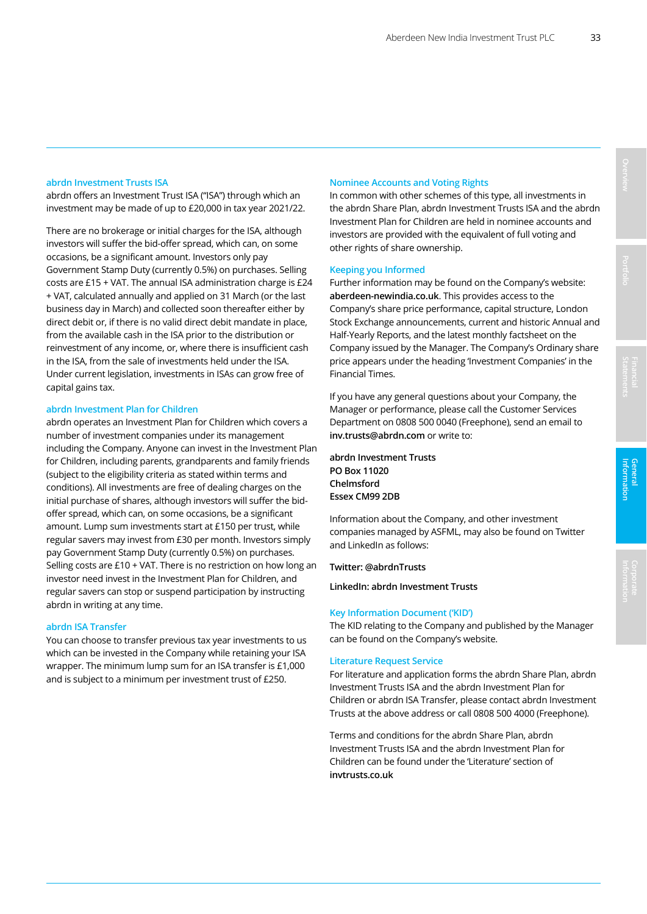## abrdn Investment Trusts ISA

abrdn offers an Investment Trust ISA ("ISA") through which an investment may be made of up to £20,000 in tax year 2021/22.

There are no brokerage or initial charges for the ISA, although investors will suffer the bid-offer spread, which can, on some occasions, be a significant amount. Investors only pay Government Stamp Duty (currently 0.5%) on purchases. Selling costs are £15 + VAT. The annual ISA administration charge is £24 + VAT, calculated annually and applied on 31 March (or the last business day in March) and collected soon thereafter either by direct debit or, if there is no valid direct debit mandate in place, from the available cash in the ISA prior to the distribution or reinvestment of any income, or, where there is insufficient cash in the ISA, from the sale of investments held under the ISA. Under current legislation, investments in ISAs can grow free of capital gains tax.

## abrdn Investment Plan for Children

abrdn operates an Investment Plan for Children which covers a number of investment companies under its management including the Company. Anyone can invest in the Investment Plan for Children, including parents, grandparents and family friends (subject to the eligibility criteria as stated within terms and conditions). All investments are free of dealing charges on the initial purchase of shares, although investors will suffer the bid-offer spread, which can, on some occasions, be a significant amount. Lump sum investments start at £150 per trust, while regular savers may invest from £30 per month. Investors simply pay Government Stamp Duty (currently 0.5%) on purchases. Selling costs are £10 + VAT. There is no restriction on how long an investor need invest in the Investment Plan for Children, and regular savers can stop or suspend participation by instructing abrdn in writing at any time.

## abrdn ISA Transfer

You can choose to transfer previous tax year investments to us which can be invested in the Company while retaining your ISA wrapper. The minimum lump sum for an ISA transfer is £1,000 and is subject to a minimum per investment trust of £250.

## Nominee Accounts and Voting Rights

In common with other schemes of this type, all investments in the abrdn Share Plan, abrdn Investment Trusts ISA and the abrdn Investment Plan for Children are held in nominee accounts and investors are provided with the equivalent of full voting and other rights of share ownership.

## Keeping you Informed

Further information may be found on the Company's website: **aberdeen-newindia.co.uk**. This provides access to the Company's share price performance, capital structure, London Stock Exchange announcements, current and historic Annual and Half-Yearly Reports, and the latest monthly factsheet on the Company issued by the Manager. The Company's Ordinary share price appears under the heading 'Investment Companies' in the Financial Times.

If you have any general questions about your Company, the Manager or performance, please call the Customer Services Department on 0808 500 0040 (Freephone), send an email to **inv.trusts@abrdn.com** or write to:

**abrdn Investment Trusts**
**PO Box 11020**
**Chelmsford**
**Essex CM99 2DB**

Information about the Company, and other investment companies managed by ASFML, may also be found on Twitter and LinkedIn as follows:

**Twitter: @abrdnTrusts**

**LinkedIn: abrdn Investment Trusts**

## Key Information Document ('KID')

The KID relating to the Company and published by the Manager can be found on the Company's website.

## Literature Request Service

For literature and application forms the abrdn Share Plan, abrdn Investment Trusts ISA and the abrdn Investment Plan for Children or abrdn ISA Transfer, please contact abrdn Investment Trusts at the above address or call 0808 500 4000 (Freephone).

Terms and conditions for the abrdn Share Plan, abrdn Investment Trusts ISA and the abrdn Investment Plan for Children can be found under the 'Literature' section of **invtrusts.co.uk**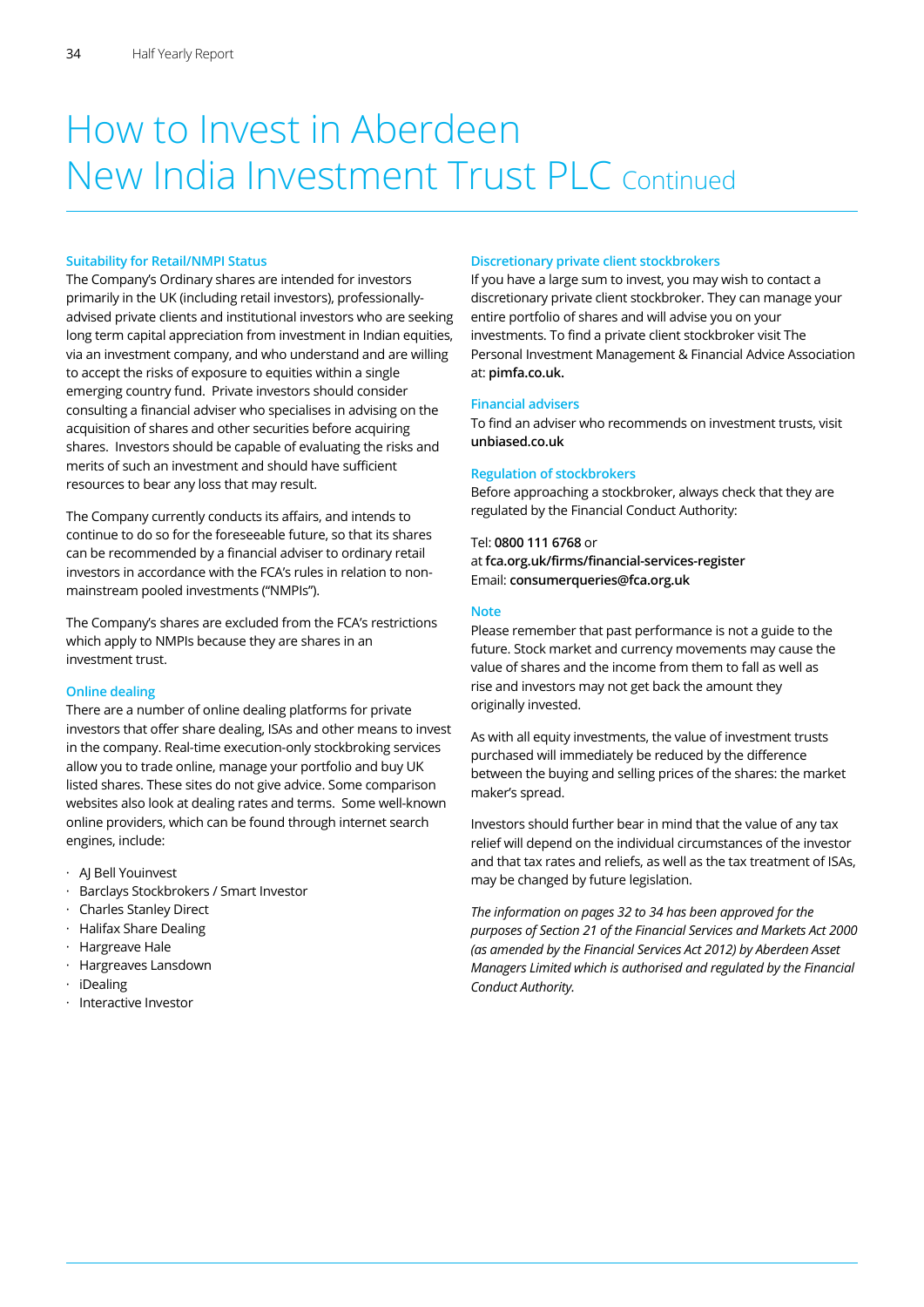# How to Invest in Aberdeen New India Investment Trust PLC Continued

### Suitability for Retail/NMPI Status

The Company's Ordinary shares are intended for investors primarily in the UK (including retail investors), professionally-advised private clients and institutional investors who are seeking long term capital appreciation from investment in Indian equities, via an investment company, and who understand and are willing to accept the risks of exposure to equities within a single emerging country fund. Private investors should consider consulting a financial adviser who specialises in advising on the acquisition of shares and other securities before acquiring shares. Investors should be capable of evaluating the risks and merits of such an investment and should have sufficient resources to bear any loss that may result.

The Company currently conducts its affairs, and intends to continue to do so for the foreseeable future, so that its shares can be recommended by a financial adviser to ordinary retail investors in accordance with the FCA's rules in relation to non-mainstream pooled investments ("NMPIs").

The Company's shares are excluded from the FCA's restrictions which apply to NMPIs because they are shares in an investment trust.

### Online dealing

There are a number of online dealing platforms for private investors that offer share dealing, ISAs and other means to invest in the company. Real-time execution-only stockbroking services allow you to trade online, manage your portfolio and buy UK listed shares. These sites do not give advice. Some comparison websites also look at dealing rates and terms. Some well-known online providers, which can be found through internet search engines, include:

- AJ Bell Youinvest
- Barclays Stockbrokers / Smart Investor
- Charles Stanley Direct
- Halifax Share Dealing
- Hargreave Hale
- Hargreaves Lansdown
- iDealing
- Interactive Investor

### Discretionary private client stockbrokers

If you have a large sum to invest, you may wish to contact a discretionary private client stockbroker. They can manage your entire portfolio of shares and will advise you on your investments. To find a private client stockbroker visit The Personal Investment Management & Financial Advice Association at: **pimfa.co.uk.**

### Financial advisers

To find an adviser who recommends on investment trusts, visit **unbiased.co.uk**

### Regulation of stockbrokers

Before approaching a stockbroker, always check that they are regulated by the Financial Conduct Authority:

Tel: **0800 111 6768** or
at **fca.org.uk/firms/financial-services-register**
Email: **consumerqueries@fca.org.uk**

### Note

Please remember that past performance is not a guide to the future. Stock market and currency movements may cause the value of shares and the income from them to fall as well as rise and investors may not get back the amount they originally invested.

As with all equity investments, the value of investment trusts purchased will immediately be reduced by the difference between the buying and selling prices of the shares: the market maker's spread.

Investors should further bear in mind that the value of any tax relief will depend on the individual circumstances of the investor and that tax rates and reliefs, as well as the tax treatment of ISAs, may be changed by future legislation.

*The information on pages 32 to 34 has been approved for the purposes of Section 21 of the Financial Services and Markets Act 2000 (as amended by the Financial Services Act 2012) by Aberdeen Asset Managers Limited which is authorised and regulated by the Financial Conduct Authority.*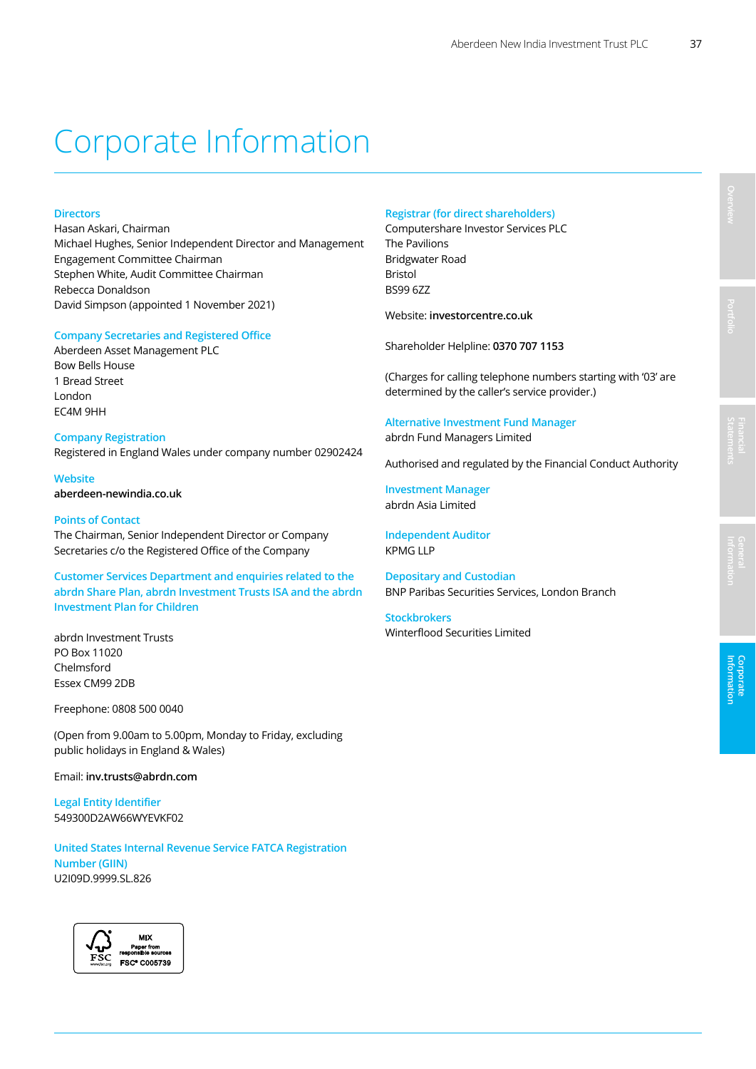# Corporate Information

### Directors
Hasan Askari, Chairman
Michael Hughes, Senior Independent Director and Management Engagement Committee Chairman
Stephen White, Audit Committee Chairman
Rebecca Donaldson
David Simpson (appointed 1 November 2021)

### Company Secretaries and Registered Office
Aberdeen Asset Management PLC
Bow Bells House
1 Bread Street
London
EC4M 9HH

### Company Registration
Registered in England Wales under company number 02902424

### Website
**aberdeen-newindia.co.uk**

### Points of Contact
The Chairman, Senior Independent Director or Company Secretaries c/o the Registered Office of the Company

### Customer Services Department and enquiries related to the abrdn Share Plan, abrdn Investment Trusts ISA and the abrdn Investment Plan for Children

abrdn Investment Trusts
PO Box 11020
Chelmsford
Essex CM99 2DB

Freephone: 0808 500 0040

(Open from 9.00am to 5.00pm, Monday to Friday, excluding public holidays in England & Wales)

Email: **inv.trusts@abrdn.com**

### Legal Entity Identifier
549300D2AW66WYEVKF02

### United States Internal Revenue Service FATCA Registration Number (GIIN)
U2I09D.9999.SL.826

### Registrar (for direct shareholders)
Computershare Investor Services PLC
The Pavilions
Bridgwater Road
Bristol
BS99 6ZZ

Website: **investorcentre.co.uk**

Shareholder Helpline: **0370 707 1153**

(Charges for calling telephone numbers starting with '03' are determined by the caller's service provider.)

### Alternative Investment Fund Manager
abrdn Fund Managers Limited

Authorised and regulated by the Financial Conduct Authority

### Investment Manager
abrdn Asia Limited

### Independent Auditor
KPMG LLP

### Depositary and Custodian
BNP Paribas Securities Services, London Branch

### Stockbrokers
Winterflood Securities Limited

MIX
Paper from responsible sources
FSC® C005739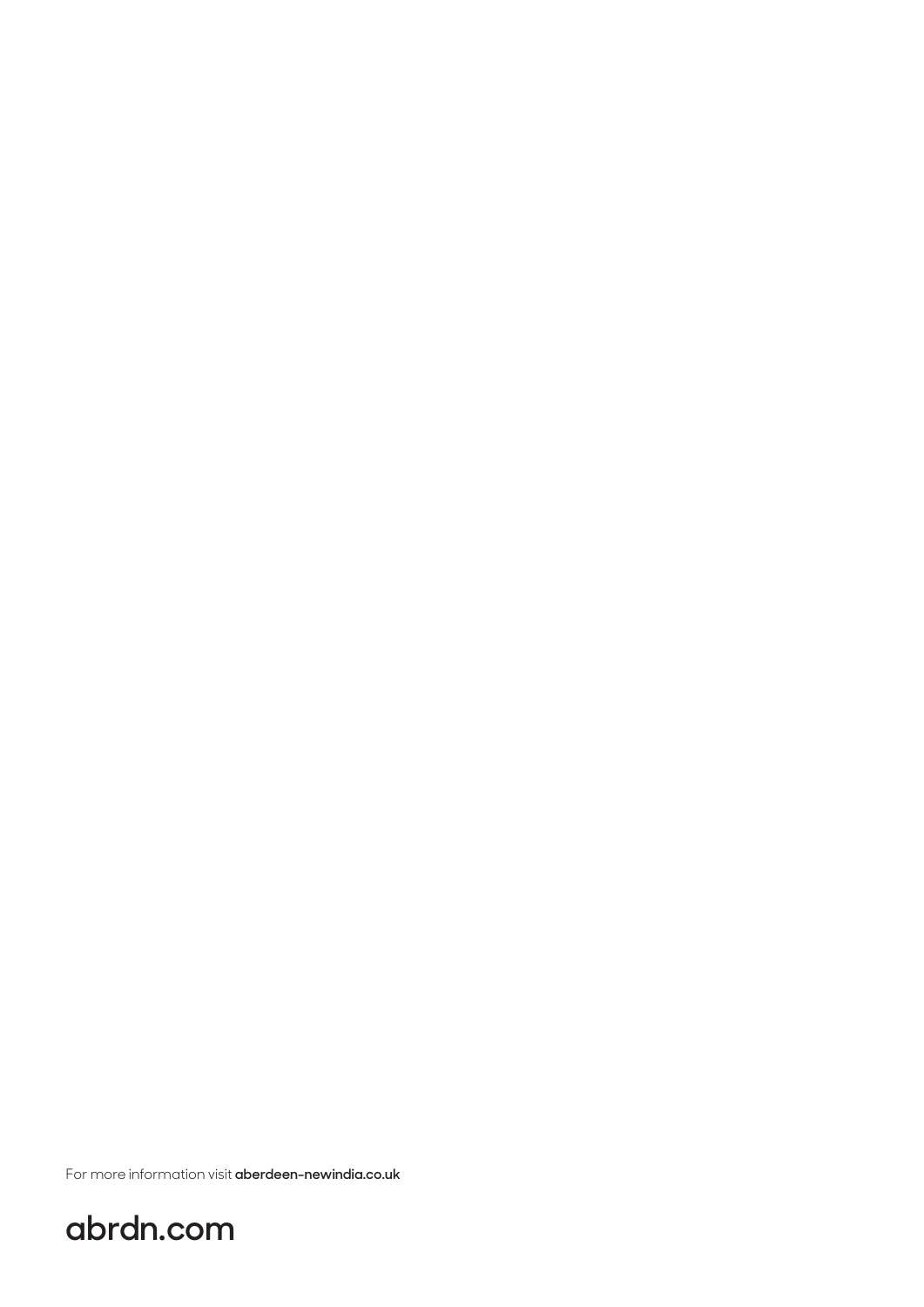For more information visit **aberdeen-newindia.co.uk**

**abrdn.com**